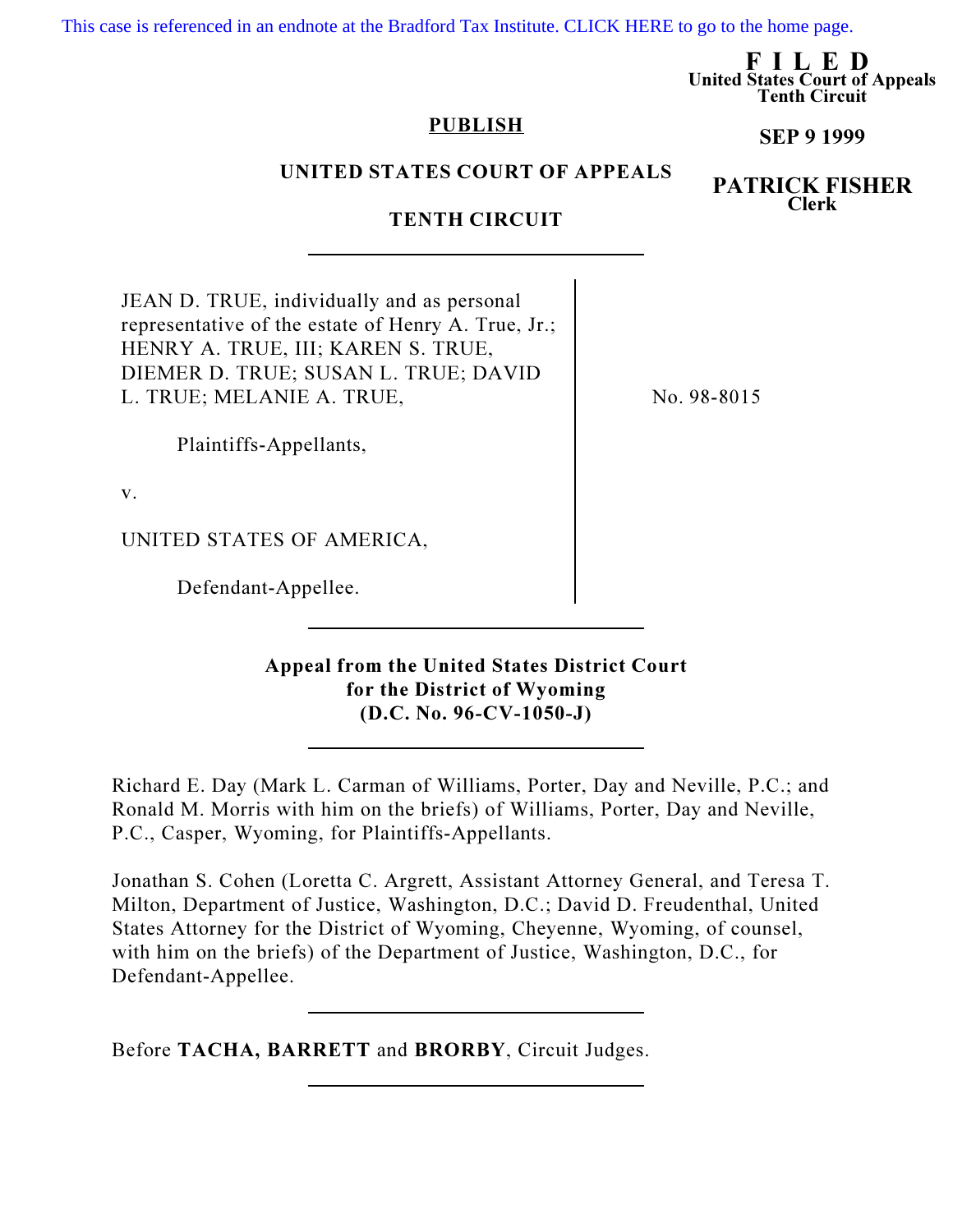This case is referenced in an endnote at the Bradford Tax Institute. CLICK HERE to go to the home page.

**F I L E D**
**United States Court of Appeals**
**Tenth Circuit**

**SEP 9 1999**

**PATRICK FISHER**
**Clerk**

**PUBLISH**

**UNITED STATES COURT OF APPEALS**

**TENTH CIRCUIT**

JEAN D. TRUE, individually and as personal representative of the estate of Henry A. True, Jr.; HENRY A. TRUE, III; KAREN S. TRUE, DIEMER D. TRUE; SUSAN L. TRUE; DAVID L. TRUE; MELANIE A. TRUE,

Plaintiffs-Appellants,

v.

UNITED STATES OF AMERICA,

Defendant-Appellee.

No. 98-8015

**Appeal from the United States District Court for the District of Wyoming (D.C. No. 96-CV-1050-J)**

Richard E. Day (Mark L. Carman of Williams, Porter, Day and Neville, P.C.; and Ronald M. Morris with him on the briefs) of Williams, Porter, Day and Neville, P.C., Casper, Wyoming, for Plaintiffs-Appellants.

Jonathan S. Cohen (Loretta C. Argrett, Assistant Attorney General, and Teresa T. Milton, Department of Justice, Washington, D.C.; David D. Freudenthal, United States Attorney for the District of Wyoming, Cheyenne, Wyoming, of counsel, with him on the briefs) of the Department of Justice, Washington, D.C., for Defendant-Appellee.

Before **TACHA, BARRETT** and **BRORBY**, Circuit Judges.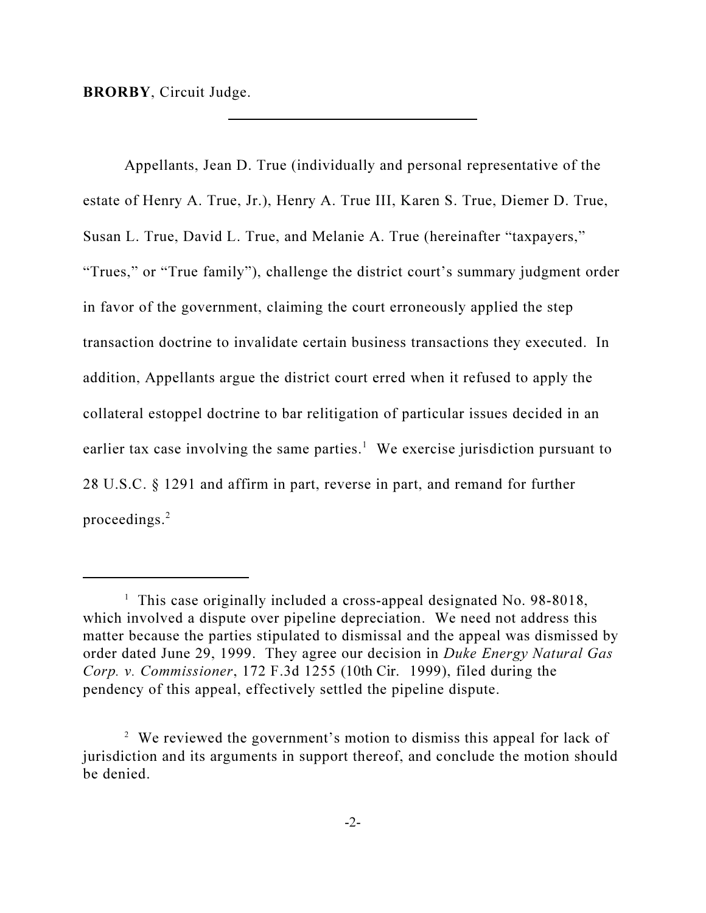**BRORBY**, Circuit Judge.

---

Appellants, Jean D. True (individually and personal representative of the estate of Henry A. True, Jr.), Henry A. True III, Karen S. True, Diemer D. True, Susan L. True, David L. True, and Melanie A. True (hereinafter "taxpayers," "Trues," or "True family"), challenge the district court's summary judgment order in favor of the government, claiming the court erroneously applied the step transaction doctrine to invalidate certain business transactions they executed. In addition, Appellants argue the district court erred when it refused to apply the collateral estoppel doctrine to bar relitigation of particular issues decided in an earlier tax case involving the same parties.[1] We exercise jurisdiction pursuant to 28 U.S.C. § 1291 and affirm in part, reverse in part, and remand for further proceedings.[2]

---

[1] This case originally included a cross-appeal designated No. 98-8018, which involved a dispute over pipeline depreciation. We need not address this matter because the parties stipulated to dismissal and the appeal was dismissed by order dated June 29, 1999. They agree our decision in *Duke Energy Natural Gas Corp. v. Commissioner*, 172 F.3d 1255 (10th Cir. 1999), filed during the pendency of this appeal, effectively settled the pipeline dispute.

[2] We reviewed the government's motion to dismiss this appeal for lack of jurisdiction and its arguments in support thereof, and conclude the motion should be denied.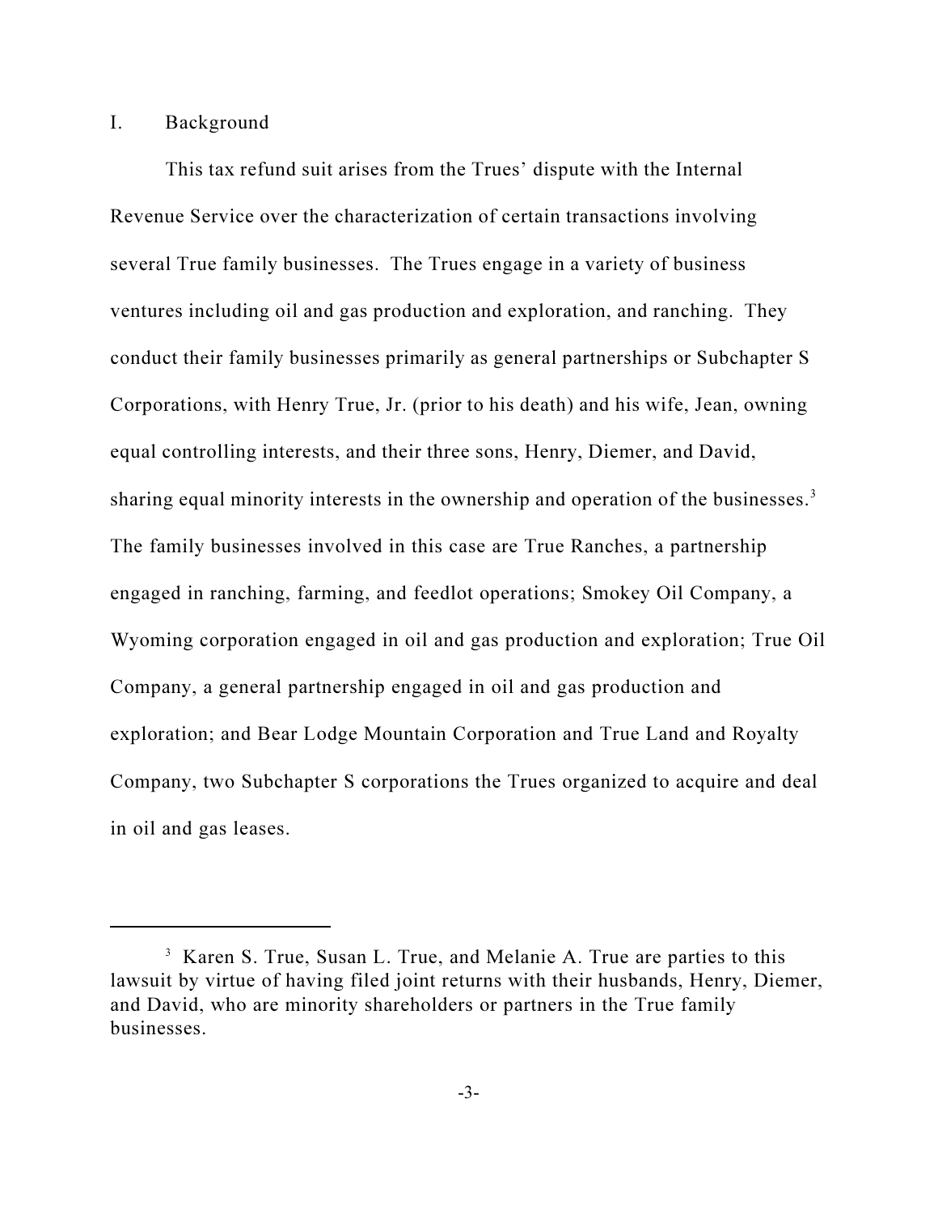## I. Background

This tax refund suit arises from the Trues' dispute with the Internal Revenue Service over the characterization of certain transactions involving several True family businesses. The Trues engage in a variety of business ventures including oil and gas production and exploration, and ranching. They conduct their family businesses primarily as general partnerships or Subchapter S Corporations, with Henry True, Jr. (prior to his death) and his wife, Jean, owning equal controlling interests, and their three sons, Henry, Diemer, and David, sharing equal minority interests in the ownership and operation of the businesses.[3] The family businesses involved in this case are True Ranches, a partnership engaged in ranching, farming, and feedlot operations; Smokey Oil Company, a Wyoming corporation engaged in oil and gas production and exploration; True Oil Company, a general partnership engaged in oil and gas production and exploration; and Bear Lodge Mountain Corporation and True Land and Royalty Company, two Subchapter S corporations the Trues organized to acquire and deal in oil and gas leases.

---

[3] Karen S. True, Susan L. True, and Melanie A. True are parties to this lawsuit by virtue of having filed joint returns with their husbands, Henry, Diemer, and David, who are minority shareholders or partners in the True family businesses.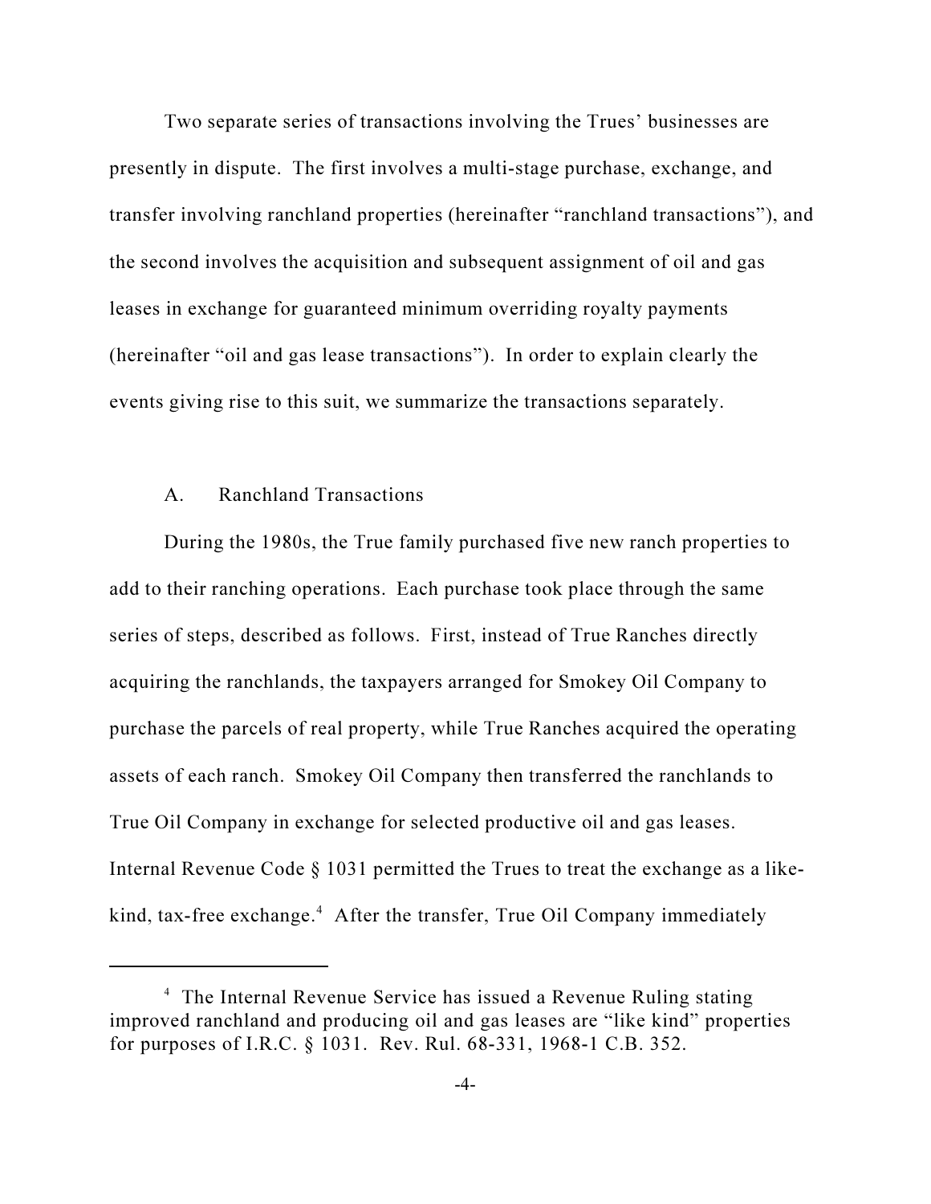Two separate series of transactions involving the Trues' businesses are presently in dispute. The first involves a multi-stage purchase, exchange, and transfer involving ranchland properties (hereinafter "ranchland transactions"), and the second involves the acquisition and subsequent assignment of oil and gas leases in exchange for guaranteed minimum overriding royalty payments (hereinafter "oil and gas lease transactions"). In order to explain clearly the events giving rise to this suit, we summarize the transactions separately.

## A. Ranchland Transactions

During the 1980s, the True family purchased five new ranch properties to add to their ranching operations. Each purchase took place through the same series of steps, described as follows. First, instead of True Ranches directly acquiring the ranchlands, the taxpayers arranged for Smokey Oil Company to purchase the parcels of real property, while True Ranches acquired the operating assets of each ranch. Smokey Oil Company then transferred the ranchlands to True Oil Company in exchange for selected productive oil and gas leases. Internal Revenue Code § 1031 permitted the Trues to treat the exchange as a like-kind, tax-free exchange.[4] After the transfer, True Oil Company immediately

[4] The Internal Revenue Service has issued a Revenue Ruling stating improved ranchland and producing oil and gas leases are "like kind" properties for purposes of I.R.C. § 1031. Rev. Rul. 68-331, 1968-1 C.B. 352.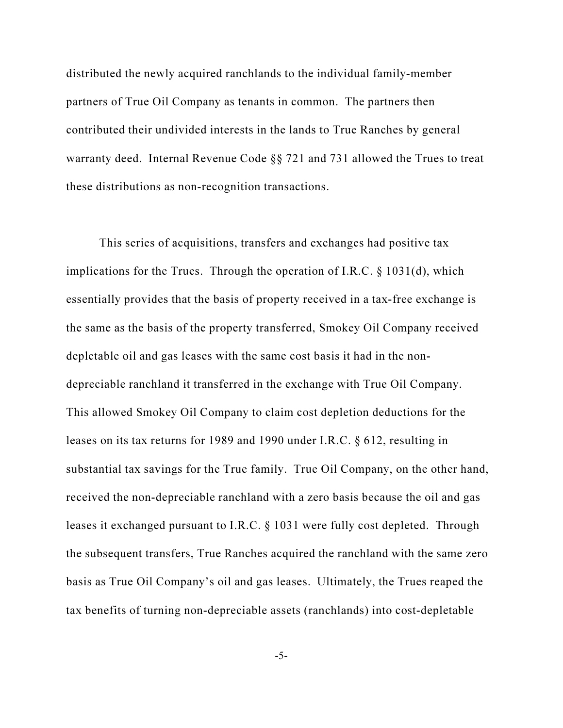distributed the newly acquired ranchlands to the individual family-member partners of True Oil Company as tenants in common. The partners then contributed their undivided interests in the lands to True Ranches by general warranty deed. Internal Revenue Code §§ 721 and 731 allowed the Trues to treat these distributions as non-recognition transactions.

This series of acquisitions, transfers and exchanges had positive tax implications for the Trues. Through the operation of I.R.C. § 1031(d), which essentially provides that the basis of property received in a tax-free exchange is the same as the basis of the property transferred, Smokey Oil Company received depletable oil and gas leases with the same cost basis it had in the non-depreciable ranchland it transferred in the exchange with True Oil Company. This allowed Smokey Oil Company to claim cost depletion deductions for the leases on its tax returns for 1989 and 1990 under I.R.C. § 612, resulting in substantial tax savings for the True family. True Oil Company, on the other hand, received the non-depreciable ranchland with a zero basis because the oil and gas leases it exchanged pursuant to I.R.C. § 1031 were fully cost depleted. Through the subsequent transfers, True Ranches acquired the ranchland with the same zero basis as True Oil Company's oil and gas leases. Ultimately, the Trues reaped the tax benefits of turning non-depreciable assets (ranchlands) into cost-depletable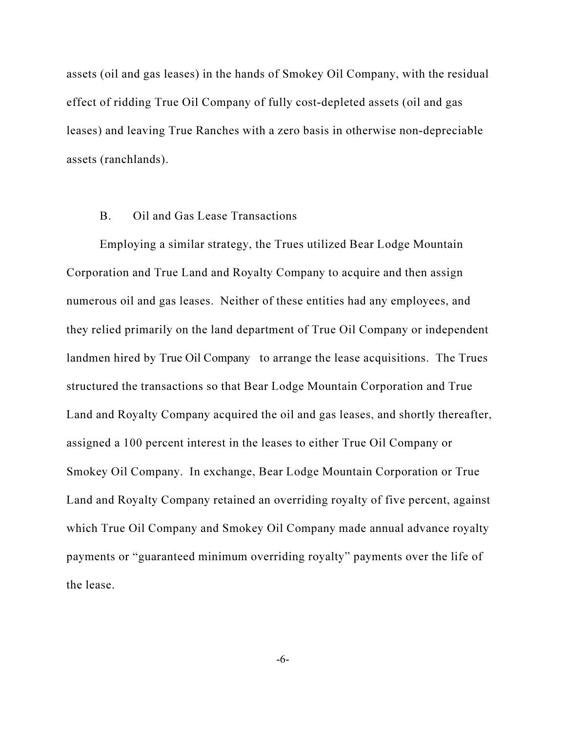assets (oil and gas leases) in the hands of Smokey Oil Company, with the residual effect of ridding True Oil Company of fully cost-depleted assets (oil and gas leases) and leaving True Ranches with a zero basis in otherwise non-depreciable assets (ranchlands).

### B. Oil and Gas Lease Transactions

Employing a similar strategy, the Trues utilized Bear Lodge Mountain Corporation and True Land and Royalty Company to acquire and then assign numerous oil and gas leases. Neither of these entities had any employees, and they relied primarily on the land department of True Oil Company or independent landmen hired by True Oil Company to arrange the lease acquisitions. The Trues structured the transactions so that Bear Lodge Mountain Corporation and True Land and Royalty Company acquired the oil and gas leases, and shortly thereafter, assigned a 100 percent interest in the leases to either True Oil Company or Smokey Oil Company. In exchange, Bear Lodge Mountain Corporation or True Land and Royalty Company retained an overriding royalty of five percent, against which True Oil Company and Smokey Oil Company made annual advance royalty payments or "guaranteed minimum overriding royalty" payments over the life of the lease.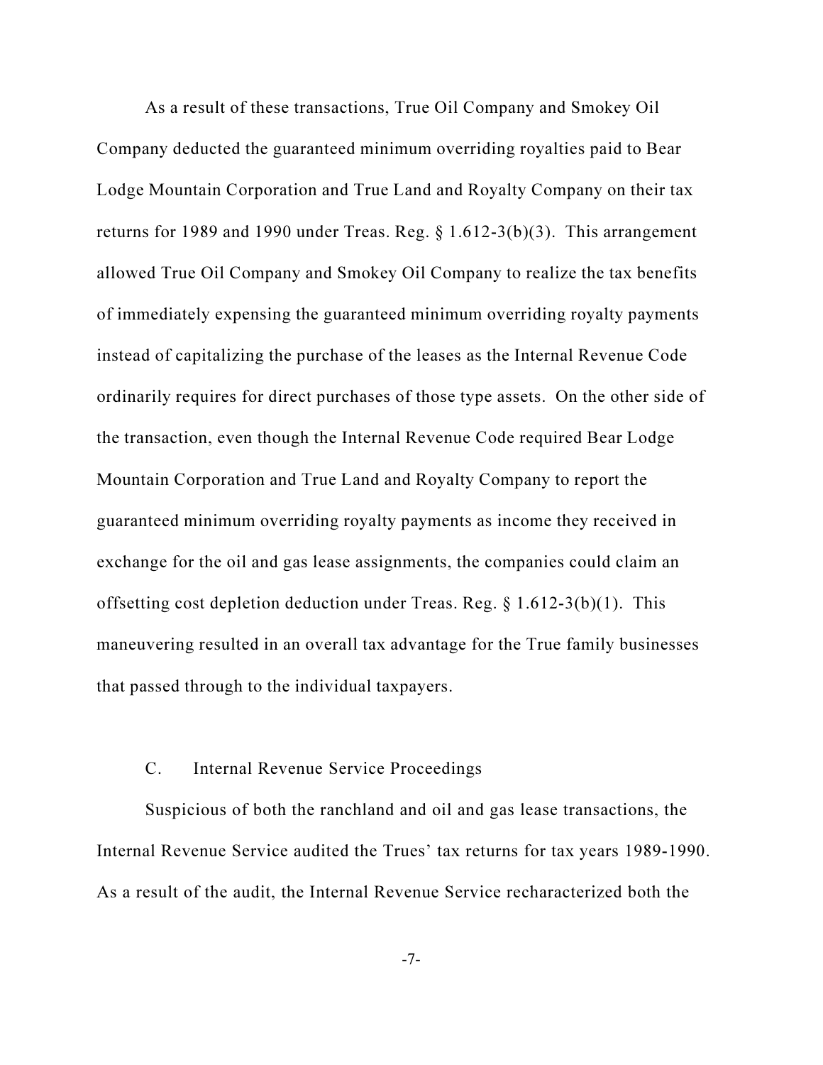As a result of these transactions, True Oil Company and Smokey Oil Company deducted the guaranteed minimum overriding royalties paid to Bear Lodge Mountain Corporation and True Land and Royalty Company on their tax returns for 1989 and 1990 under Treas. Reg. § 1.612-3(b)(3). This arrangement allowed True Oil Company and Smokey Oil Company to realize the tax benefits of immediately expensing the guaranteed minimum overriding royalty payments instead of capitalizing the purchase of the leases as the Internal Revenue Code ordinarily requires for direct purchases of those type assets. On the other side of the transaction, even though the Internal Revenue Code required Bear Lodge Mountain Corporation and True Land and Royalty Company to report the guaranteed minimum overriding royalty payments as income they received in exchange for the oil and gas lease assignments, the companies could claim an offsetting cost depletion deduction under Treas. Reg. § 1.612-3(b)(1). This maneuvering resulted in an overall tax advantage for the True family businesses that passed through to the individual taxpayers.

### C. Internal Revenue Service Proceedings

Suspicious of both the ranchland and oil and gas lease transactions, the Internal Revenue Service audited the Trues' tax returns for tax years 1989-1990. As a result of the audit, the Internal Revenue Service recharacterized both the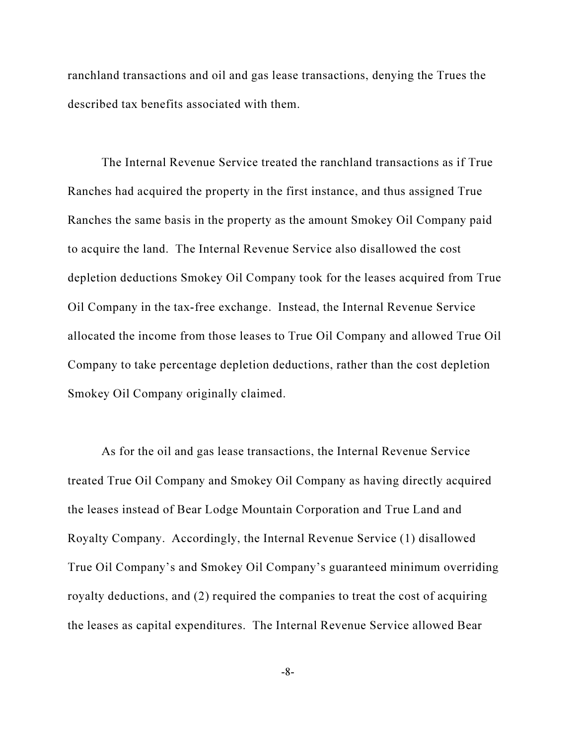ranchland transactions and oil and gas lease transactions, denying the Trues the described tax benefits associated with them.

The Internal Revenue Service treated the ranchland transactions as if True Ranches had acquired the property in the first instance, and thus assigned True Ranches the same basis in the property as the amount Smokey Oil Company paid to acquire the land. The Internal Revenue Service also disallowed the cost depletion deductions Smokey Oil Company took for the leases acquired from True Oil Company in the tax-free exchange. Instead, the Internal Revenue Service allocated the income from those leases to True Oil Company and allowed True Oil Company to take percentage depletion deductions, rather than the cost depletion Smokey Oil Company originally claimed.

As for the oil and gas lease transactions, the Internal Revenue Service treated True Oil Company and Smokey Oil Company as having directly acquired the leases instead of Bear Lodge Mountain Corporation and True Land and Royalty Company. Accordingly, the Internal Revenue Service (1) disallowed True Oil Company's and Smokey Oil Company's guaranteed minimum overriding royalty deductions, and (2) required the companies to treat the cost of acquiring the leases as capital expenditures. The Internal Revenue Service allowed Bear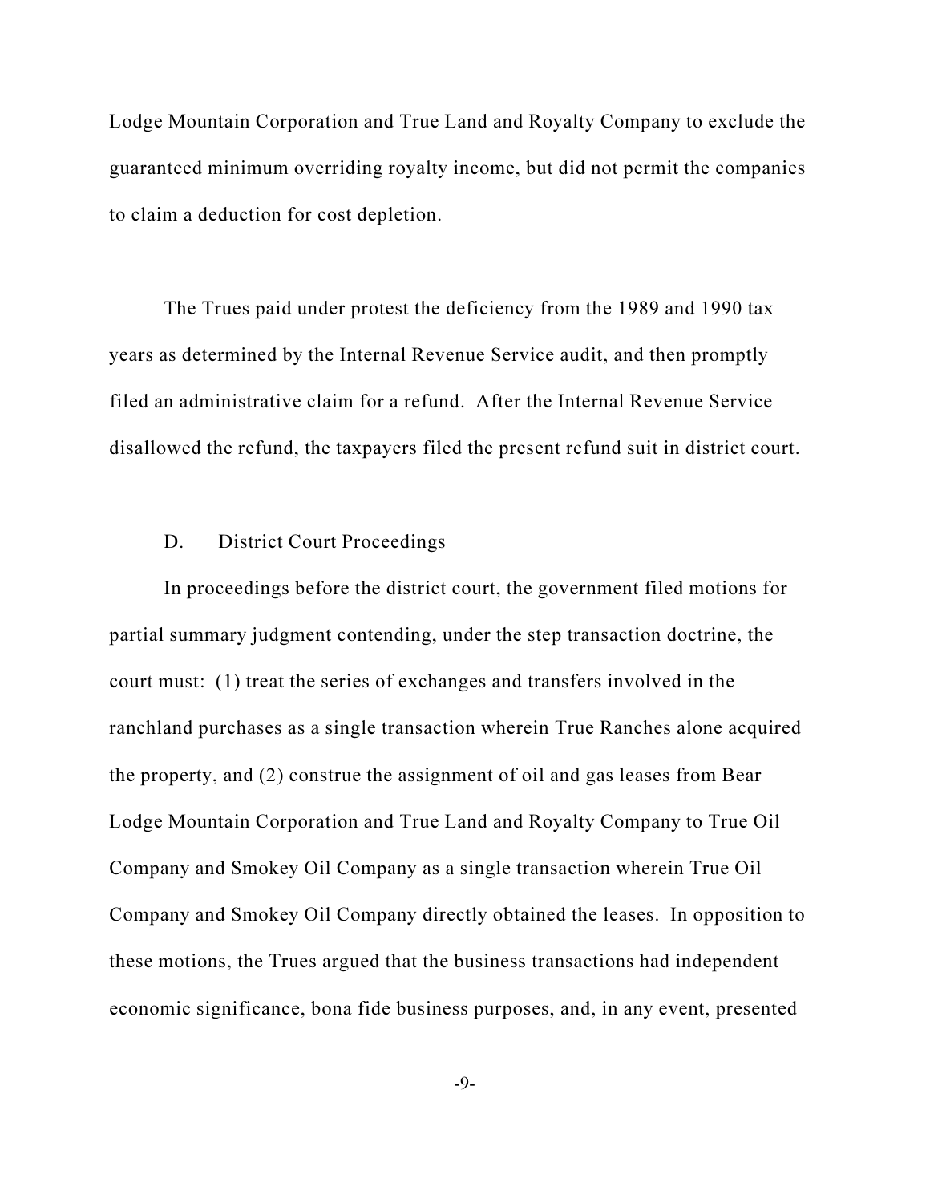Lodge Mountain Corporation and True Land and Royalty Company to exclude the guaranteed minimum overriding royalty income, but did not permit the companies to claim a deduction for cost depletion.

The Trues paid under protest the deficiency from the 1989 and 1990 tax years as determined by the Internal Revenue Service audit, and then promptly filed an administrative claim for a refund. After the Internal Revenue Service disallowed the refund, the taxpayers filed the present refund suit in district court.

D. District Court Proceedings

In proceedings before the district court, the government filed motions for partial summary judgment contending, under the step transaction doctrine, the court must: (1) treat the series of exchanges and transfers involved in the ranchland purchases as a single transaction wherein True Ranches alone acquired the property, and (2) construe the assignment of oil and gas leases from Bear Lodge Mountain Corporation and True Land and Royalty Company to True Oil Company and Smokey Oil Company as a single transaction wherein True Oil Company and Smokey Oil Company directly obtained the leases. In opposition to these motions, the Trues argued that the business transactions had independent economic significance, bona fide business purposes, and, in any event, presented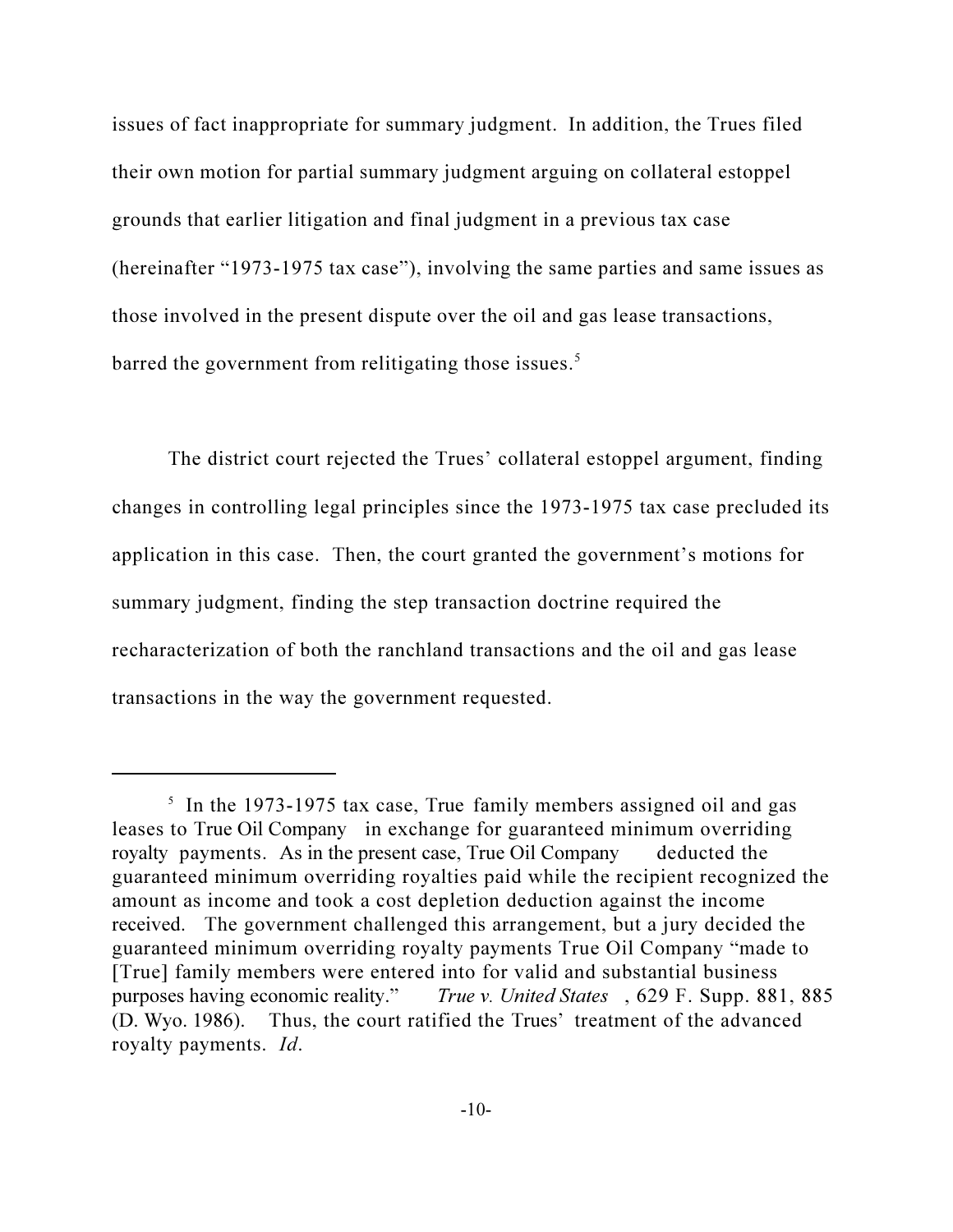issues of fact inappropriate for summary judgment. In addition, the Trues filed their own motion for partial summary judgment arguing on collateral estoppel grounds that earlier litigation and final judgment in a previous tax case (hereinafter "1973-1975 tax case"), involving the same parties and same issues as those involved in the present dispute over the oil and gas lease transactions, barred the government from relitigating those issues.[5]

The district court rejected the Trues' collateral estoppel argument, finding changes in controlling legal principles since the 1973-1975 tax case precluded its application in this case. Then, the court granted the government's motions for summary judgment, finding the step transaction doctrine required the recharacterization of both the ranchland transactions and the oil and gas lease transactions in the way the government requested.

---

[5] In the 1973-1975 tax case, True family members assigned oil and gas leases to True Oil Company in exchange for guaranteed minimum overriding royalty payments. As in the present case, True Oil Company deducted the guaranteed minimum overriding royalties paid while the recipient recognized the amount as income and took a cost depletion deduction against the income received. The government challenged this arrangement, but a jury decided the guaranteed minimum overriding royalty payments True Oil Company "made to [True] family members were entered into for valid and substantial business purposes having economic reality." *True v. United States*, 629 F. Supp. 881, 885 (D. Wyo. 1986). Thus, the court ratified the Trues' treatment of the advanced royalty payments. *Id*.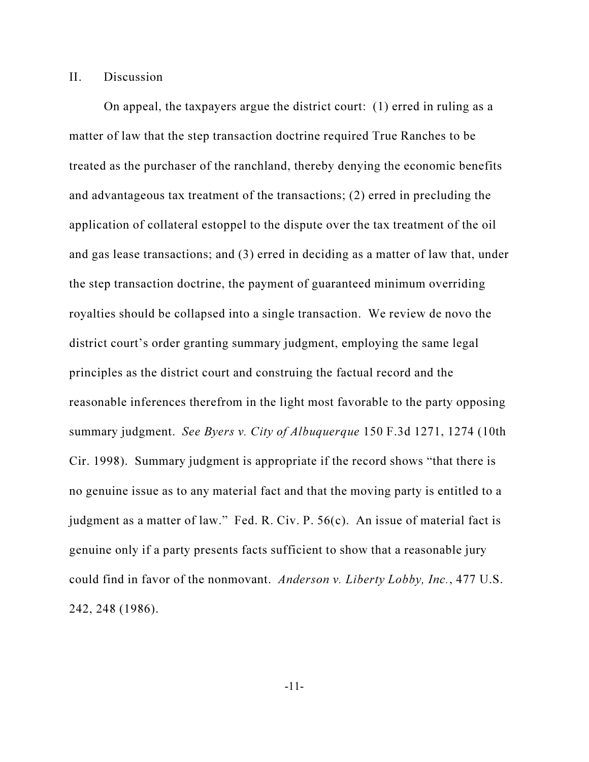## II. Discussion

On appeal, the taxpayers argue the district court: (1) erred in ruling as a matter of law that the step transaction doctrine required True Ranches to be treated as the purchaser of the ranchland, thereby denying the economic benefits and advantageous tax treatment of the transactions; (2) erred in precluding the application of collateral estoppel to the dispute over the tax treatment of the oil and gas lease transactions; and (3) erred in deciding as a matter of law that, under the step transaction doctrine, the payment of guaranteed minimum overriding royalties should be collapsed into a single transaction. We review de novo the district court's order granting summary judgment, employing the same legal principles as the district court and construing the factual record and the reasonable inferences therefrom in the light most favorable to the party opposing summary judgment. *See Byers v. City of Albuquerque* 150 F.3d 1271, 1274 (10th Cir. 1998). Summary judgment is appropriate if the record shows "that there is no genuine issue as to any material fact and that the moving party is entitled to a judgment as a matter of law." Fed. R. Civ. P. 56(c). An issue of material fact is genuine only if a party presents facts sufficient to show that a reasonable jury could find in favor of the nonmovant. *Anderson v. Liberty Lobby, Inc.*, 477 U.S. 242, 248 (1986).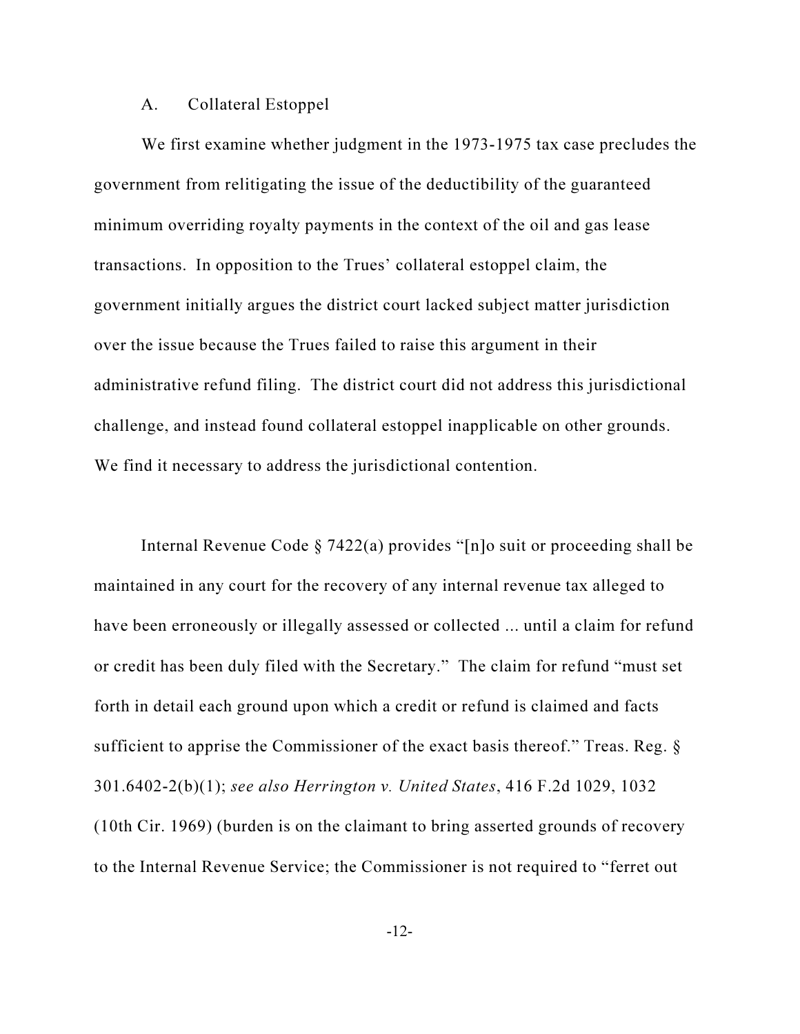### A. Collateral Estoppel

We first examine whether judgment in the 1973-1975 tax case precludes the government from relitigating the issue of the deductibility of the guaranteed minimum overriding royalty payments in the context of the oil and gas lease transactions. In opposition to the Trues' collateral estoppel claim, the government initially argues the district court lacked subject matter jurisdiction over the issue because the Trues failed to raise this argument in their administrative refund filing. The district court did not address this jurisdictional challenge, and instead found collateral estoppel inapplicable on other grounds. We find it necessary to address the jurisdictional contention.

Internal Revenue Code § 7422(a) provides "[n]o suit or proceeding shall be maintained in any court for the recovery of any internal revenue tax alleged to have been erroneously or illegally assessed or collected ... until a claim for refund or credit has been duly filed with the Secretary." The claim for refund "must set forth in detail each ground upon which a credit or refund is claimed and facts sufficient to apprise the Commissioner of the exact basis thereof." Treas. Reg. § 301.6402-2(b)(1); *see also Herrington v. United States*, 416 F.2d 1029, 1032 (10th Cir. 1969) (burden is on the claimant to bring asserted grounds of recovery to the Internal Revenue Service; the Commissioner is not required to "ferret out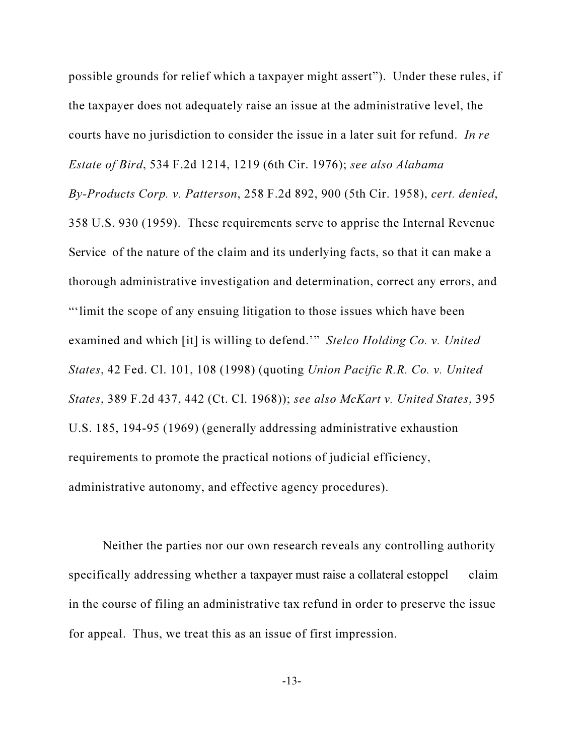possible grounds for relief which a taxpayer might assert"). Under these rules, if the taxpayer does not adequately raise an issue at the administrative level, the courts have no jurisdiction to consider the issue in a later suit for refund. *In re Estate of Bird*, 534 F.2d 1214, 1219 (6th Cir. 1976); *see also Alabama By-Products Corp. v. Patterson*, 258 F.2d 892, 900 (5th Cir. 1958), *cert. denied*, 358 U.S. 930 (1959). These requirements serve to apprise the Internal Revenue Service of the nature of the claim and its underlying facts, so that it can make a thorough administrative investigation and determination, correct any errors, and "'limit the scope of any ensuing litigation to those issues which have been examined and which [it] is willing to defend.'" *Stelco Holding Co. v. United States*, 42 Fed. Cl. 101, 108 (1998) (quoting *Union Pacific R.R. Co. v. United States*, 389 F.2d 437, 442 (Ct. Cl. 1968)); *see also McKart v. United States*, 395 U.S. 185, 194-95 (1969) (generally addressing administrative exhaustion requirements to promote the practical notions of judicial efficiency, administrative autonomy, and effective agency procedures).

Neither the parties nor our own research reveals any controlling authority specifically addressing whether a taxpayer must raise a collateral estoppel claim in the course of filing an administrative tax refund in order to preserve the issue for appeal. Thus, we treat this as an issue of first impression.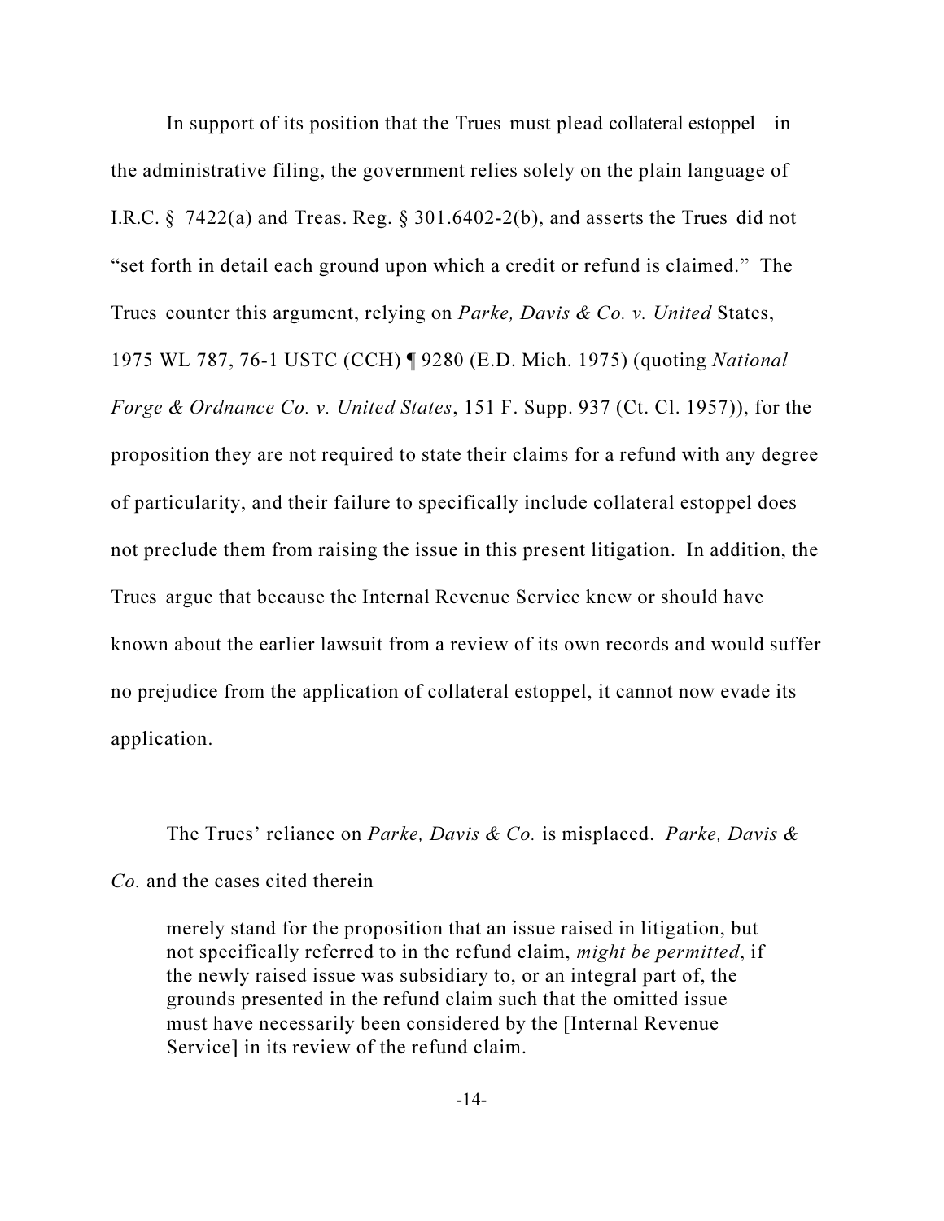In support of its position that the Trues must plead collateral estoppel in the administrative filing, the government relies solely on the plain language of I.R.C. § 7422(a) and Treas. Reg. § 301.6402-2(b), and asserts the Trues did not "set forth in detail each ground upon which a credit or refund is claimed." The Trues counter this argument, relying on *Parke, Davis & Co. v. United* States, 1975 WL 787, 76-1 USTC (CCH) ¶ 9280 (E.D. Mich. 1975) (quoting *National Forge & Ordnance Co. v. United States*, 151 F. Supp. 937 (Ct. Cl. 1957)), for the proposition they are not required to state their claims for a refund with any degree of particularity, and their failure to specifically include collateral estoppel does not preclude them from raising the issue in this present litigation. In addition, the Trues argue that because the Internal Revenue Service knew or should have known about the earlier lawsuit from a review of its own records and would suffer no prejudice from the application of collateral estoppel, it cannot now evade its application.

The Trues' reliance on *Parke, Davis & Co.* is misplaced. *Parke, Davis & Co.* and the cases cited therein

> merely stand for the proposition that an issue raised in litigation, but not specifically referred to in the refund claim, *might be permitted*, if the newly raised issue was subsidiary to, or an integral part of, the grounds presented in the refund claim such that the omitted issue must have necessarily been considered by the [Internal Revenue Service] in its review of the refund claim.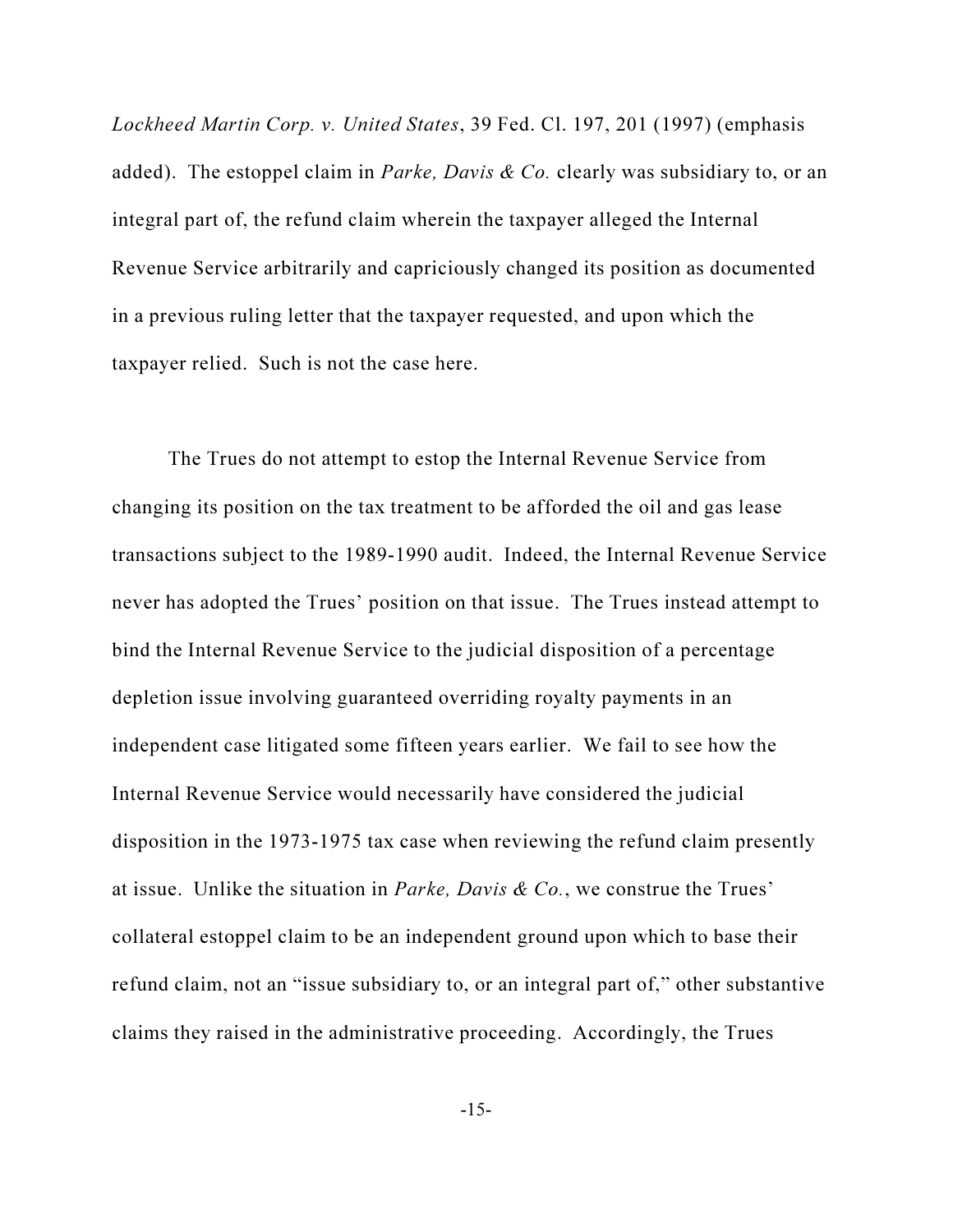*Lockheed Martin Corp. v. United States*, 39 Fed. Cl. 197, 201 (1997) (emphasis added). The estoppel claim in *Parke, Davis & Co.* clearly was subsidiary to, or an integral part of, the refund claim wherein the taxpayer alleged the Internal Revenue Service arbitrarily and capriciously changed its position as documented in a previous ruling letter that the taxpayer requested, and upon which the taxpayer relied. Such is not the case here.

The Trues do not attempt to estop the Internal Revenue Service from changing its position on the tax treatment to be afforded the oil and gas lease transactions subject to the 1989-1990 audit. Indeed, the Internal Revenue Service never has adopted the Trues' position on that issue. The Trues instead attempt to bind the Internal Revenue Service to the judicial disposition of a percentage depletion issue involving guaranteed overriding royalty payments in an independent case litigated some fifteen years earlier. We fail to see how the Internal Revenue Service would necessarily have considered the judicial disposition in the 1973-1975 tax case when reviewing the refund claim presently at issue. Unlike the situation in *Parke, Davis & Co.*, we construe the Trues' collateral estoppel claim to be an independent ground upon which to base their refund claim, not an "issue subsidiary to, or an integral part of," other substantive claims they raised in the administrative proceeding. Accordingly, the Trues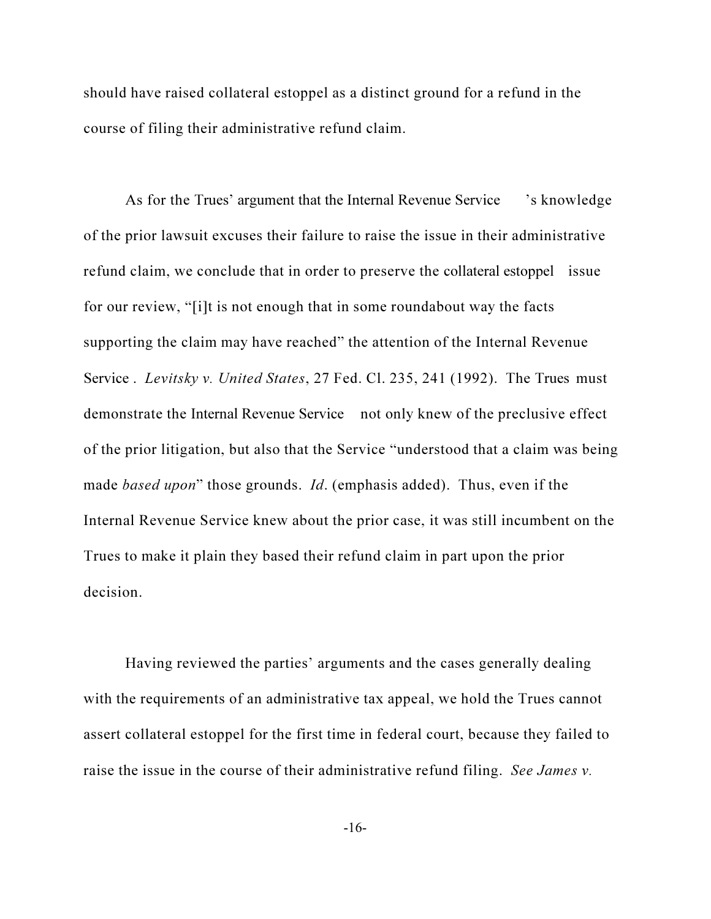should have raised collateral estoppel as a distinct ground for a refund in the course of filing their administrative refund claim.

As for the Trues' argument that the Internal Revenue Service's knowledge of the prior lawsuit excuses their failure to raise the issue in their administrative refund claim, we conclude that in order to preserve the collateral estoppel issue for our review, "[i]t is not enough that in some roundabout way the facts supporting the claim may have reached" the attention of the Internal Revenue Service. *Levitsky v. United States*, 27 Fed. Cl. 235, 241 (1992). The Trues must demonstrate the Internal Revenue Service not only knew of the preclusive effect of the prior litigation, but also that the Service "understood that a claim was being made *based upon*" those grounds. *Id*. (emphasis added). Thus, even if the Internal Revenue Service knew about the prior case, it was still incumbent on the Trues to make it plain they based their refund claim in part upon the prior decision.

Having reviewed the parties' arguments and the cases generally dealing with the requirements of an administrative tax appeal, we hold the Trues cannot assert collateral estoppel for the first time in federal court, because they failed to raise the issue in the course of their administrative refund filing. *See James v.*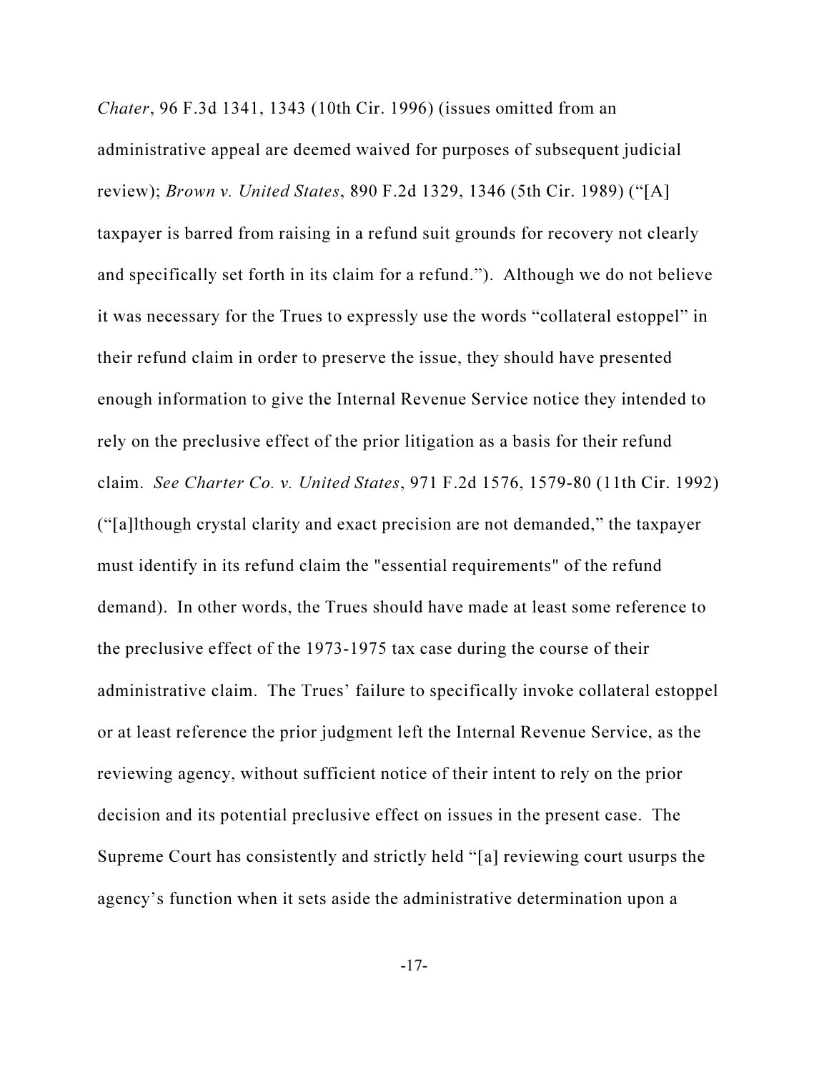*Chater*, 96 F.3d 1341, 1343 (10th Cir. 1996) (issues omitted from an administrative appeal are deemed waived for purposes of subsequent judicial review); *Brown v. United States*, 890 F.2d 1329, 1346 (5th Cir. 1989) ("[A] taxpayer is barred from raising in a refund suit grounds for recovery not clearly and specifically set forth in its claim for a refund."). Although we do not believe it was necessary for the Trues to expressly use the words "collateral estoppel" in their refund claim in order to preserve the issue, they should have presented enough information to give the Internal Revenue Service notice they intended to rely on the preclusive effect of the prior litigation as a basis for their refund claim. *See Charter Co. v. United States*, 971 F.2d 1576, 1579-80 (11th Cir. 1992) ("[a]lthough crystal clarity and exact precision are not demanded," the taxpayer must identify in its refund claim the "essential requirements" of the refund demand). In other words, the Trues should have made at least some reference to the preclusive effect of the 1973-1975 tax case during the course of their administrative claim. The Trues' failure to specifically invoke collateral estoppel or at least reference the prior judgment left the Internal Revenue Service, as the reviewing agency, without sufficient notice of their intent to rely on the prior decision and its potential preclusive effect on issues in the present case. The Supreme Court has consistently and strictly held "[a] reviewing court usurps the agency's function when it sets aside the administrative determination upon a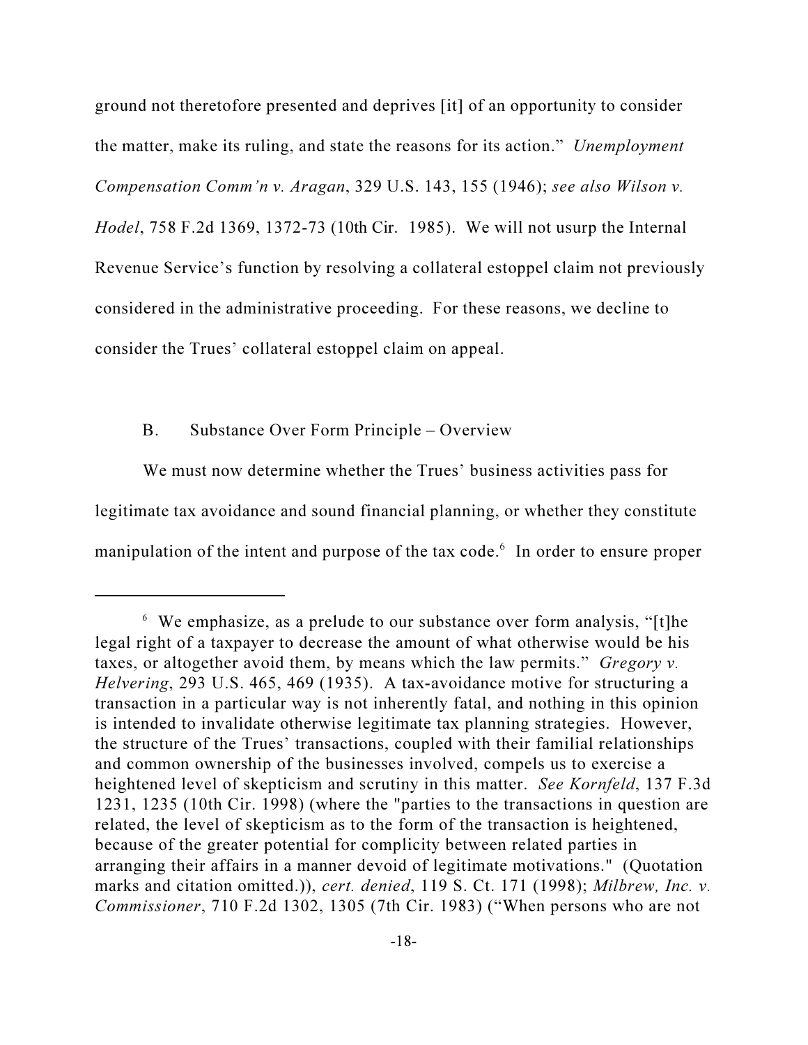ground not theretofore presented and deprives [it] of an opportunity to consider the matter, make its ruling, and state the reasons for its action." *Unemployment Compensation Comm'n v. Aragan*, 329 U.S. 143, 155 (1946); *see also Wilson v. Hodel*, 758 F.2d 1369, 1372-73 (10th Cir. 1985). We will not usurp the Internal Revenue Service's function by resolving a collateral estoppel claim not previously considered in the administrative proceeding. For these reasons, we decline to consider the Trues' collateral estoppel claim on appeal.

B. Substance Over Form Principle – Overview

We must now determine whether the Trues' business activities pass for legitimate tax avoidance and sound financial planning, or whether they constitute manipulation of the intent and purpose of the tax code.[6] In order to ensure proper

---

[6] We emphasize, as a prelude to our substance over form analysis, "[t]he legal right of a taxpayer to decrease the amount of what otherwise would be his taxes, or altogether avoid them, by means which the law permits." *Gregory v. Helvering*, 293 U.S. 465, 469 (1935). A tax-avoidance motive for structuring a transaction in a particular way is not inherently fatal, and nothing in this opinion is intended to invalidate otherwise legitimate tax planning strategies. However, the structure of the Trues' transactions, coupled with their familial relationships and common ownership of the businesses involved, compels us to exercise a heightened level of skepticism and scrutiny in this matter. *See Kornfeld*, 137 F.3d 1231, 1235 (10th Cir. 1998) (where the "parties to the transactions in question are related, the level of skepticism as to the form of the transaction is heightened, because of the greater potential for complicity between related parties in arranging their affairs in a manner devoid of legitimate motivations." (Quotation marks and citation omitted.)), *cert. denied*, 119 S. Ct. 171 (1998); *Milbrew, Inc. v. Commissioner*, 710 F.2d 1302, 1305 (7th Cir. 1983) ("When persons who are not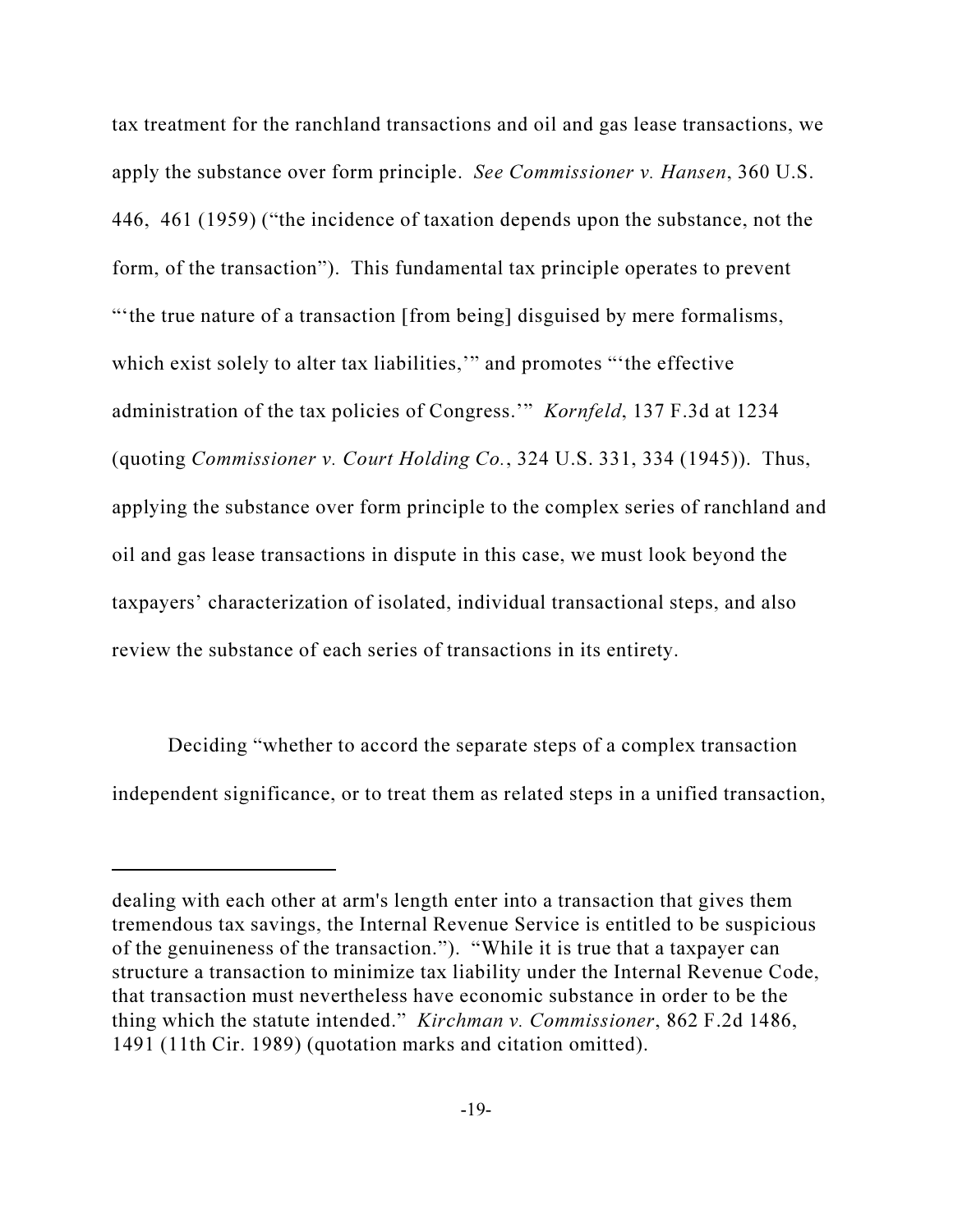tax treatment for the ranchland transactions and oil and gas lease transactions, we apply the substance over form principle. *See Commissioner v. Hansen*, 360 U.S. 446, 461 (1959) ("the incidence of taxation depends upon the substance, not the form, of the transaction"). This fundamental tax principle operates to prevent "'the true nature of a transaction [from being] disguised by mere formalisms, which exist solely to alter tax liabilities,'" and promotes "'the effective administration of the tax policies of Congress.'" *Kornfeld*, 137 F.3d at 1234 (quoting *Commissioner v. Court Holding Co.*, 324 U.S. 331, 334 (1945)). Thus, applying the substance over form principle to the complex series of ranchland and oil and gas lease transactions in dispute in this case, we must look beyond the taxpayers' characterization of isolated, individual transactional steps, and also review the substance of each series of transactions in its entirety.

Deciding "whether to accord the separate steps of a complex transaction independent significance, or to treat them as related steps in a unified transaction,

---

dealing with each other at arm's length enter into a transaction that gives them tremendous tax savings, the Internal Revenue Service is entitled to be suspicious of the genuineness of the transaction."). "While it is true that a taxpayer can structure a transaction to minimize tax liability under the Internal Revenue Code, that transaction must nevertheless have economic substance in order to be the thing which the statute intended." *Kirchman v. Commissioner*, 862 F.2d 1486, 1491 (11th Cir. 1989) (quotation marks and citation omitted).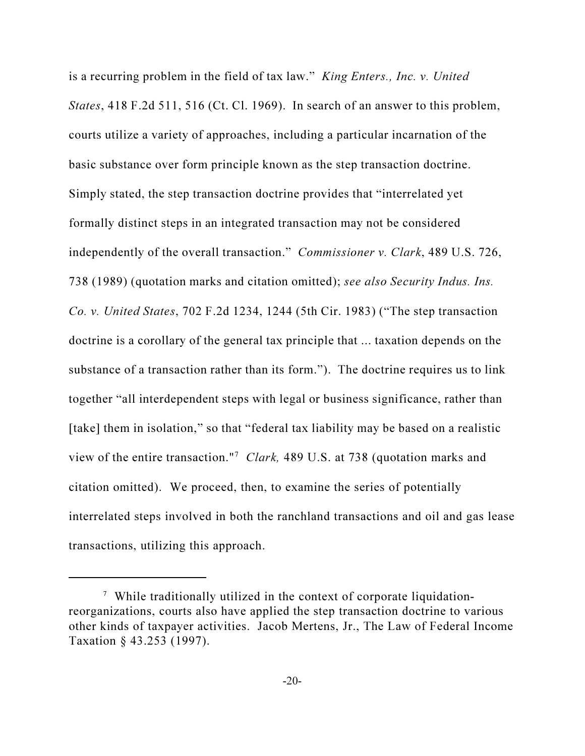is a recurring problem in the field of tax law." *King Enters., Inc. v. United States*, 418 F.2d 511, 516 (Ct. Cl. 1969). In search of an answer to this problem, courts utilize a variety of approaches, including a particular incarnation of the basic substance over form principle known as the step transaction doctrine. Simply stated, the step transaction doctrine provides that "interrelated yet formally distinct steps in an integrated transaction may not be considered independently of the overall transaction." *Commissioner v. Clark*, 489 U.S. 726, 738 (1989) (quotation marks and citation omitted); *see also Security Indus. Ins. Co. v. United States*, 702 F.2d 1234, 1244 (5th Cir. 1983) ("The step transaction doctrine is a corollary of the general tax principle that ... taxation depends on the substance of a transaction rather than its form."). The doctrine requires us to link together "all interdependent steps with legal or business significance, rather than [take] them in isolation," so that "federal tax liability may be based on a realistic view of the entire transaction."[7] *Clark,* 489 U.S. at 738 (quotation marks and citation omitted). We proceed, then, to examine the series of potentially interrelated steps involved in both the ranchland transactions and oil and gas lease transactions, utilizing this approach.

---

[7] While traditionally utilized in the context of corporate liquidation-reorganizations, courts also have applied the step transaction doctrine to various other kinds of taxpayer activities. Jacob Mertens, Jr., The Law of Federal Income Taxation § 43.253 (1997).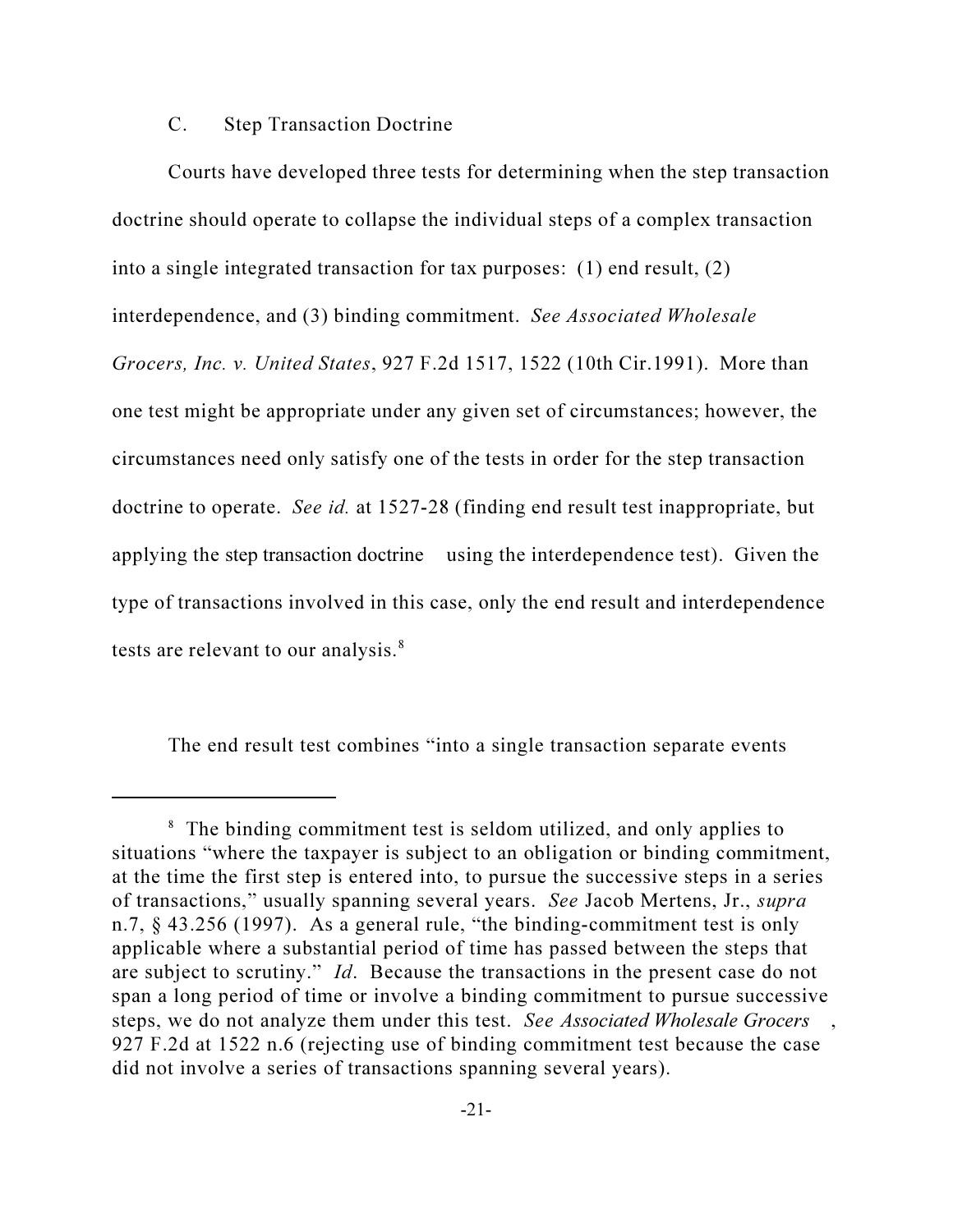### C. Step Transaction Doctrine

Courts have developed three tests for determining when the step transaction doctrine should operate to collapse the individual steps of a complex transaction into a single integrated transaction for tax purposes: (1) end result, (2) interdependence, and (3) binding commitment. *See Associated Wholesale Grocers, Inc. v. United States*, 927 F.2d 1517, 1522 (10th Cir.1991). More than one test might be appropriate under any given set of circumstances; however, the circumstances need only satisfy one of the tests in order for the step transaction doctrine to operate. *See id.* at 1527-28 (finding end result test inappropriate, but applying the step transaction doctrine using the interdependence test). Given the type of transactions involved in this case, only the end result and interdependence tests are relevant to our analysis.[8]

The end result test combines "into a single transaction separate events

---

[8] The binding commitment test is seldom utilized, and only applies to situations "where the taxpayer is subject to an obligation or binding commitment, at the time the first step is entered into, to pursue the successive steps in a series of transactions," usually spanning several years. *See* Jacob Mertens, Jr., *supra* n.7, § 43.256 (1997). As a general rule, "the binding-commitment test is only applicable where a substantial period of time has passed between the steps that are subject to scrutiny." *Id*. Because the transactions in the present case do not span a long period of time or involve a binding commitment to pursue successive steps, we do not analyze them under this test. *See Associated Wholesale Grocers*, 927 F.2d at 1522 n.6 (rejecting use of binding commitment test because the case did not involve a series of transactions spanning several years).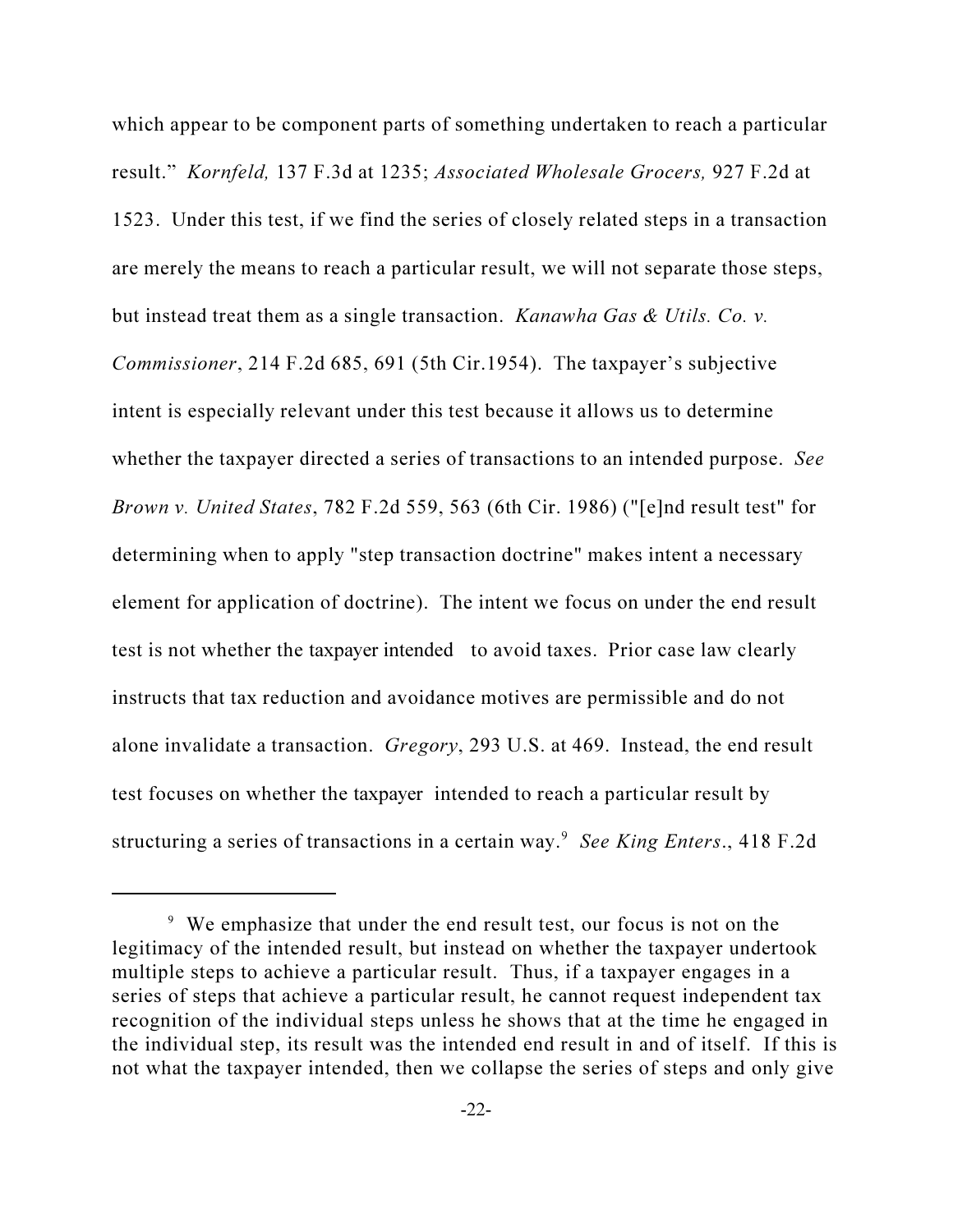which appear to be component parts of something undertaken to reach a particular result." *Kornfeld,* 137 F.3d at 1235; *Associated Wholesale Grocers,* 927 F.2d at 1523. Under this test, if we find the series of closely related steps in a transaction are merely the means to reach a particular result, we will not separate those steps, but instead treat them as a single transaction. *Kanawha Gas & Utils. Co. v. Commissioner*, 214 F.2d 685, 691 (5th Cir.1954). The taxpayer's subjective intent is especially relevant under this test because it allows us to determine whether the taxpayer directed a series of transactions to an intended purpose. *See Brown v. United States*, 782 F.2d 559, 563 (6th Cir. 1986) ("[e]nd result test" for determining when to apply "step transaction doctrine" makes intent a necessary element for application of doctrine). The intent we focus on under the end result test is not whether the taxpayer intended to avoid taxes. Prior case law clearly instructs that tax reduction and avoidance motives are permissible and do not alone invalidate a transaction. *Gregory*, 293 U.S. at 469. Instead, the end result test focuses on whether the taxpayer intended to reach a particular result by structuring a series of transactions in a certain way.[9] *See King Enters*., 418 F.2d

[9] We emphasize that under the end result test, our focus is not on the legitimacy of the intended result, but instead on whether the taxpayer undertook multiple steps to achieve a particular result. Thus, if a taxpayer engages in a series of steps that achieve a particular result, he cannot request independent tax recognition of the individual steps unless he shows that at the time he engaged in the individual step, its result was the intended end result in and of itself. If this is not what the taxpayer intended, then we collapse the series of steps and only give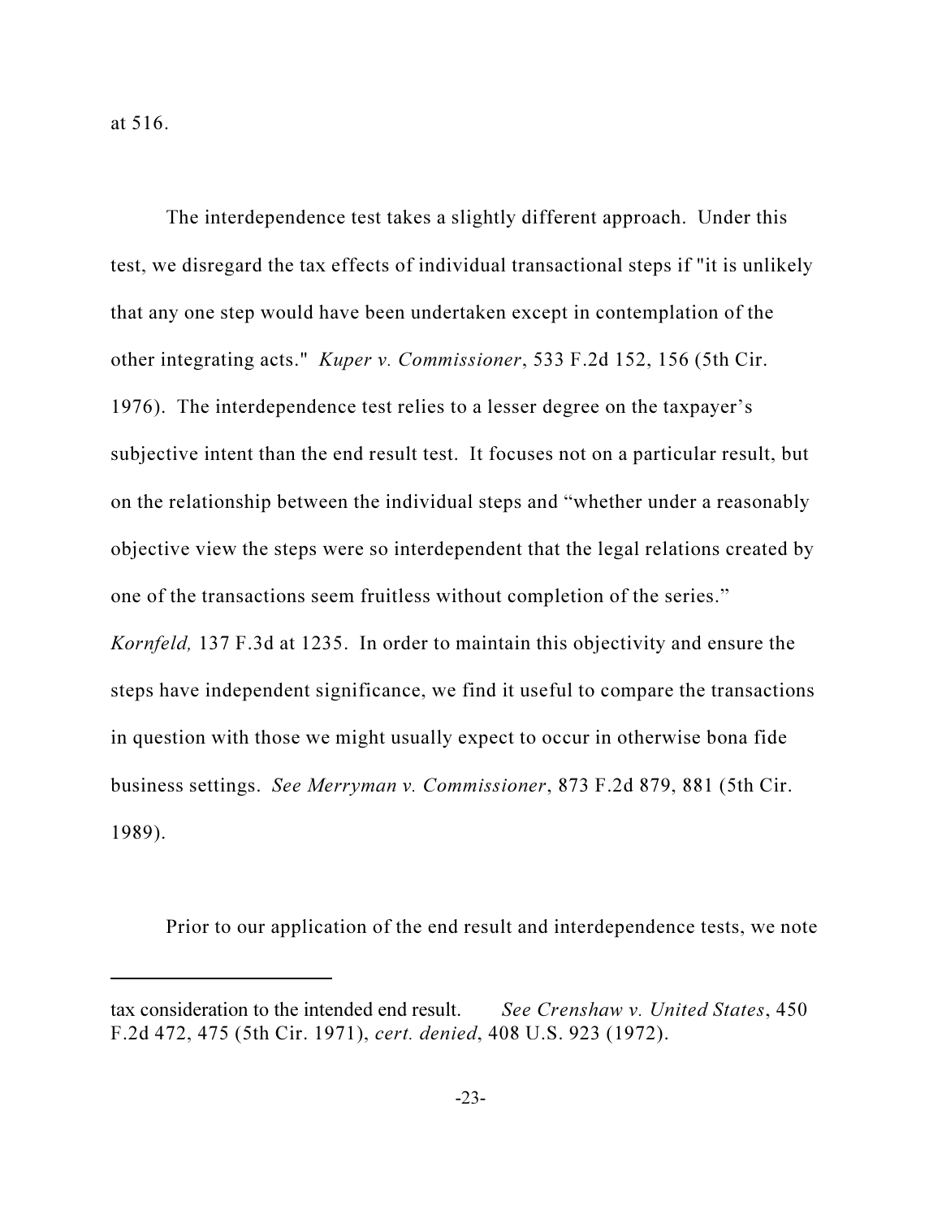at 516.

The interdependence test takes a slightly different approach. Under this test, we disregard the tax effects of individual transactional steps if "it is unlikely that any one step would have been undertaken except in contemplation of the other integrating acts." *Kuper v. Commissioner*, 533 F.2d 152, 156 (5th Cir. 1976). The interdependence test relies to a lesser degree on the taxpayer's subjective intent than the end result test. It focuses not on a particular result, but on the relationship between the individual steps and "whether under a reasonably objective view the steps were so interdependent that the legal relations created by one of the transactions seem fruitless without completion of the series." *Kornfeld,* 137 F.3d at 1235. In order to maintain this objectivity and ensure the steps have independent significance, we find it useful to compare the transactions in question with those we might usually expect to occur in otherwise bona fide business settings. *See Merryman v. Commissioner*, 873 F.2d 879, 881 (5th Cir. 1989).

Prior to our application of the end result and interdependence tests, we note

---

tax consideration to the intended end result. *See Crenshaw v. United States*, 450 F.2d 472, 475 (5th Cir. 1971), *cert. denied*, 408 U.S. 923 (1972).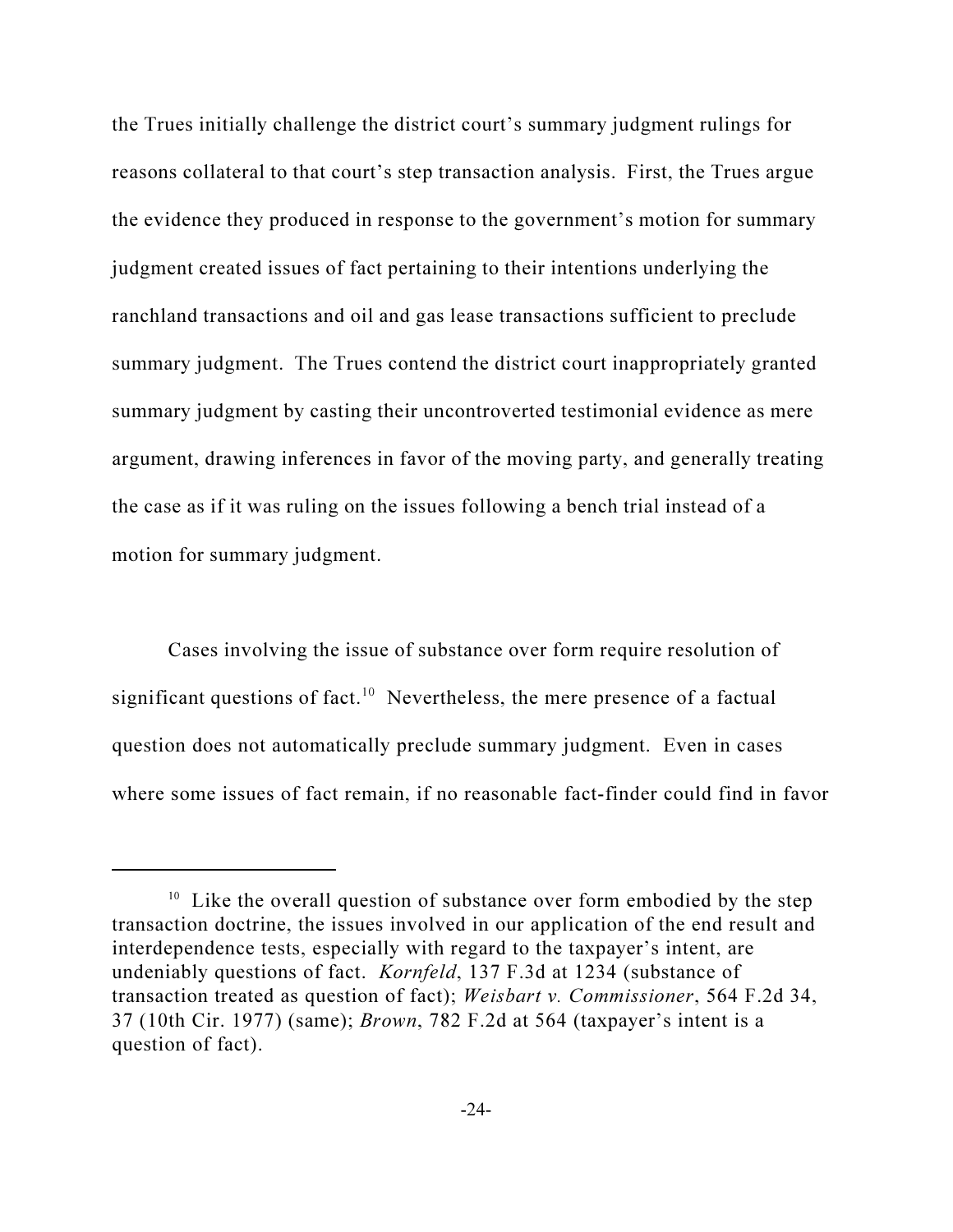the Trues initially challenge the district court's summary judgment rulings for reasons collateral to that court's step transaction analysis. First, the Trues argue the evidence they produced in response to the government's motion for summary judgment created issues of fact pertaining to their intentions underlying the ranchland transactions and oil and gas lease transactions sufficient to preclude summary judgment. The Trues contend the district court inappropriately granted summary judgment by casting their uncontroverted testimonial evidence as mere argument, drawing inferences in favor of the moving party, and generally treating the case as if it was ruling on the issues following a bench trial instead of a motion for summary judgment.

Cases involving the issue of substance over form require resolution of significant questions of fact.[10] Nevertheless, the mere presence of a factual question does not automatically preclude summary judgment. Even in cases where some issues of fact remain, if no reasonable fact-finder could find in favor

---

[10] Like the overall question of substance over form embodied by the step transaction doctrine, the issues involved in our application of the end result and interdependence tests, especially with regard to the taxpayer's intent, are undeniably questions of fact. *Kornfeld*, 137 F.3d at 1234 (substance of transaction treated as question of fact); *Weisbart v. Commissioner*, 564 F.2d 34, 37 (10th Cir. 1977) (same); *Brown*, 782 F.2d at 564 (taxpayer's intent is a question of fact).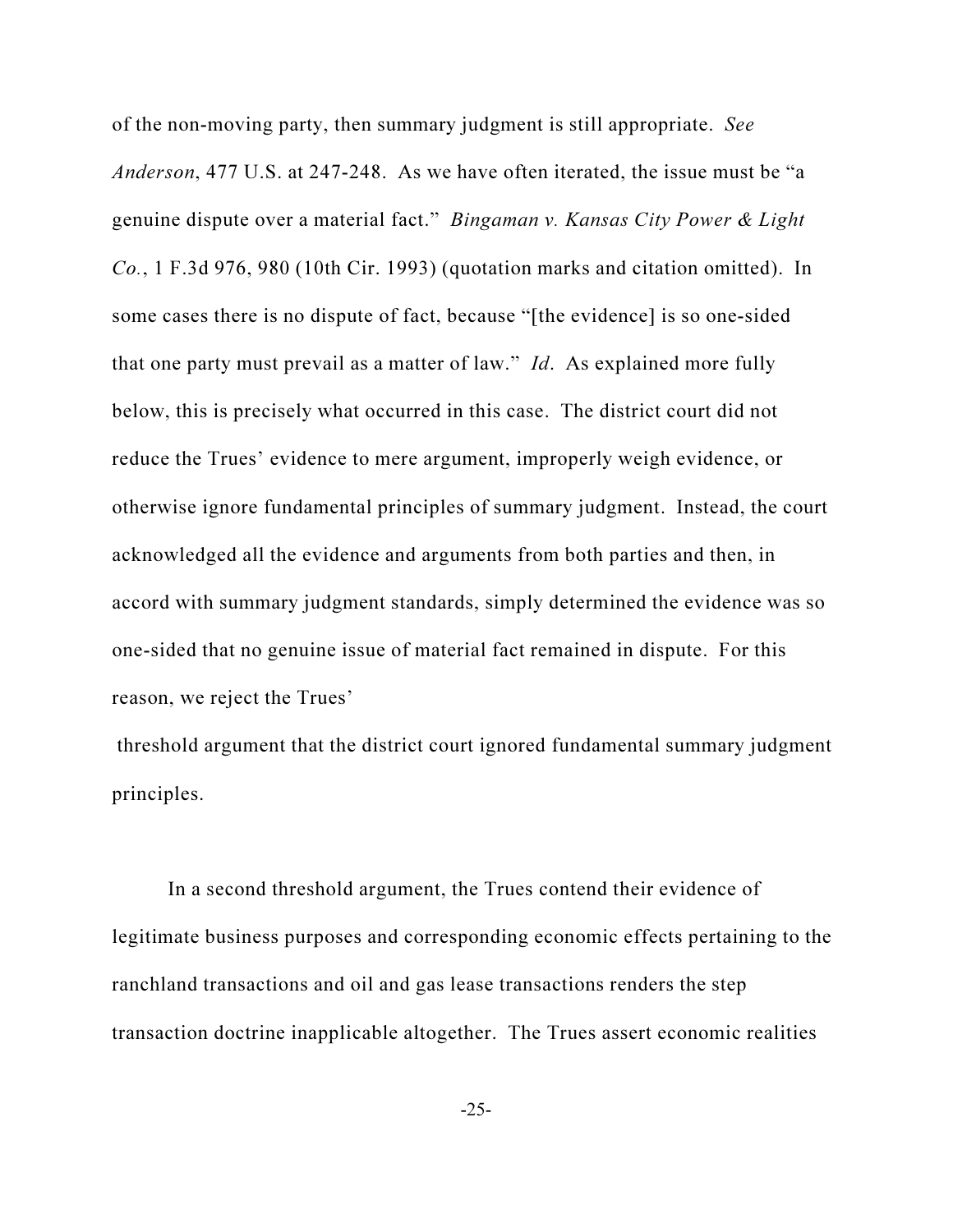of the non-moving party, then summary judgment is still appropriate. *See Anderson*, 477 U.S. at 247-248. As we have often iterated, the issue must be "a genuine dispute over a material fact." *Bingaman v. Kansas City Power & Light Co.*, 1 F.3d 976, 980 (10th Cir. 1993) (quotation marks and citation omitted). In some cases there is no dispute of fact, because "[the evidence] is so one-sided that one party must prevail as a matter of law." *Id*. As explained more fully below, this is precisely what occurred in this case. The district court did not reduce the Trues' evidence to mere argument, improperly weigh evidence, or otherwise ignore fundamental principles of summary judgment. Instead, the court acknowledged all the evidence and arguments from both parties and then, in accord with summary judgment standards, simply determined the evidence was so one-sided that no genuine issue of material fact remained in dispute. For this reason, we reject the Trues' threshold argument that the district court ignored fundamental summary judgment principles.

In a second threshold argument, the Trues contend their evidence of legitimate business purposes and corresponding economic effects pertaining to the ranchland transactions and oil and gas lease transactions renders the step transaction doctrine inapplicable altogether. The Trues assert economic realities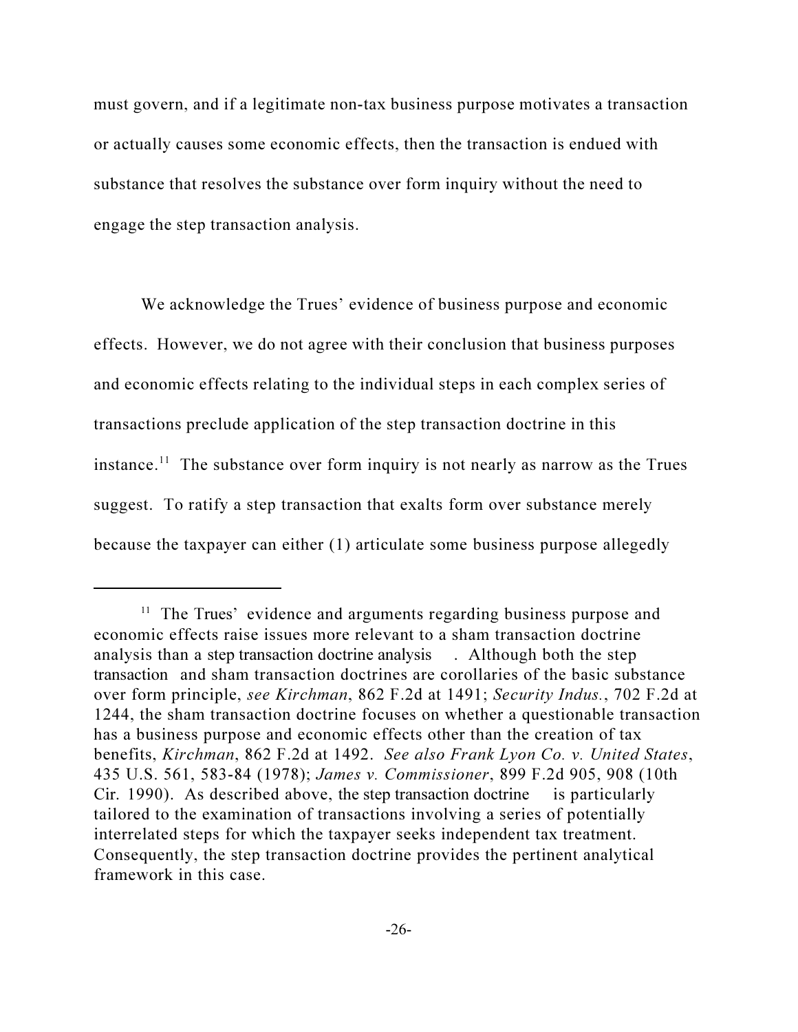must govern, and if a legitimate non-tax business purpose motivates a transaction or actually causes some economic effects, then the transaction is endued with substance that resolves the substance over form inquiry without the need to engage the step transaction analysis.

We acknowledge the Trues' evidence of business purpose and economic effects. However, we do not agree with their conclusion that business purposes and economic effects relating to the individual steps in each complex series of transactions preclude application of the step transaction doctrine in this instance.[11] The substance over form inquiry is not nearly as narrow as the Trues suggest. To ratify a step transaction that exalts form over substance merely because the taxpayer can either (1) articulate some business purpose allegedly

---

[11] The Trues' evidence and arguments regarding business purpose and economic effects raise issues more relevant to a sham transaction doctrine analysis than a step transaction doctrine analysis. Although both the step transaction and sham transaction doctrines are corollaries of the basic substance over form principle, *see Kirchman*, 862 F.2d at 1491; *Security Indus.*, 702 F.2d at 1244, the sham transaction doctrine focuses on whether a questionable transaction has a business purpose and economic effects other than the creation of tax benefits, *Kirchman*, 862 F.2d at 1492. *See also Frank Lyon Co. v. United States*, 435 U.S. 561, 583-84 (1978); *James v. Commissioner*, 899 F.2d 905, 908 (10th Cir. 1990). As described above, the step transaction doctrine is particularly tailored to the examination of transactions involving a series of potentially interrelated steps for which the taxpayer seeks independent tax treatment. Consequently, the step transaction doctrine provides the pertinent analytical framework in this case.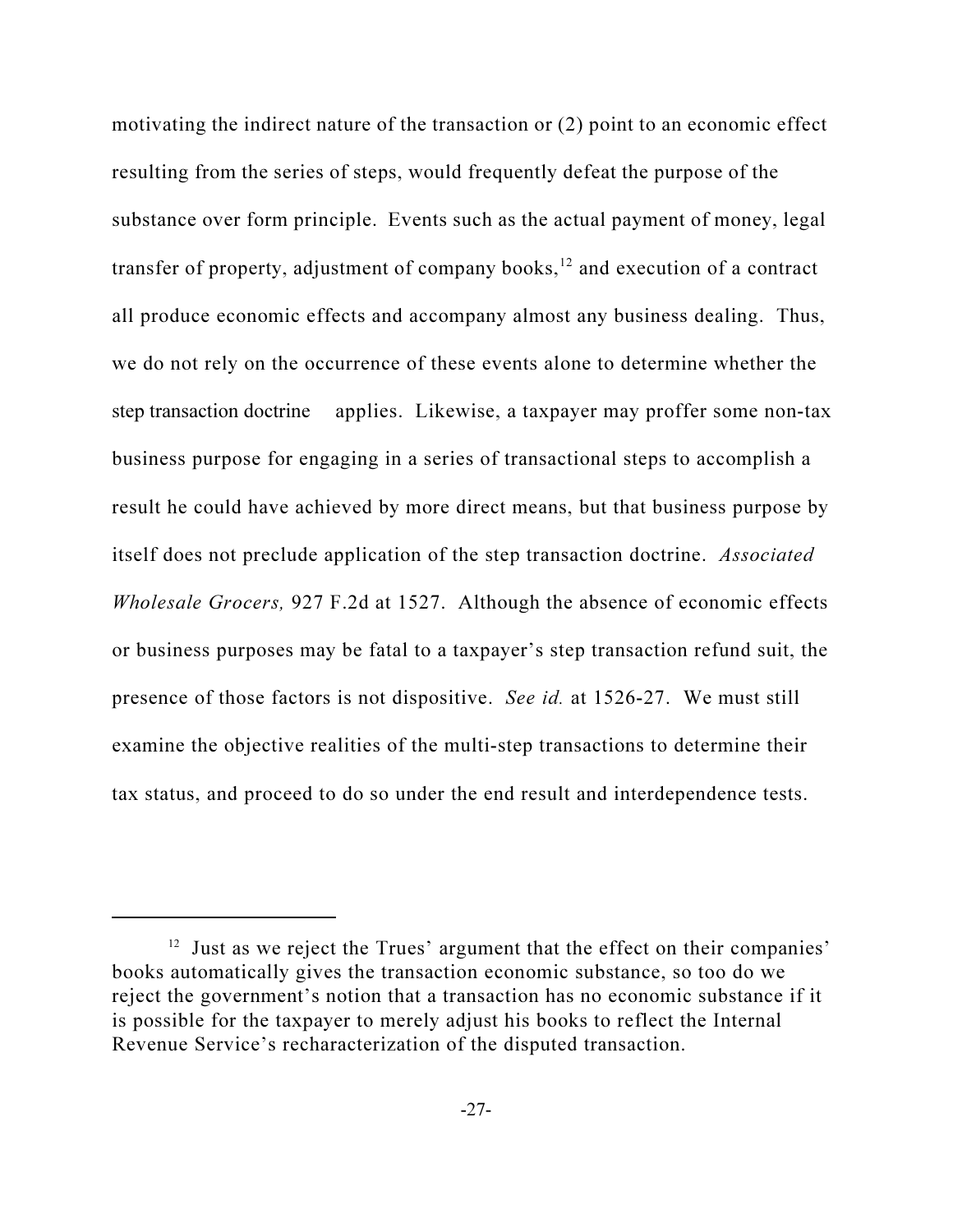motivating the indirect nature of the transaction or (2) point to an economic effect resulting from the series of steps, would frequently defeat the purpose of the substance over form principle. Events such as the actual payment of money, legal transfer of property, adjustment of company books,[12] and execution of a contract all produce economic effects and accompany almost any business dealing. Thus, we do not rely on the occurrence of these events alone to determine whether the step transaction doctrine applies. Likewise, a taxpayer may proffer some non-tax business purpose for engaging in a series of transactional steps to accomplish a result he could have achieved by more direct means, but that business purpose by itself does not preclude application of the step transaction doctrine. *Associated Wholesale Grocers,* 927 F.2d at 1527. Although the absence of economic effects or business purposes may be fatal to a taxpayer's step transaction refund suit, the presence of those factors is not dispositive. *See id.* at 1526-27. We must still examine the objective realities of the multi-step transactions to determine their tax status, and proceed to do so under the end result and interdependence tests.

---

[12] Just as we reject the Trues' argument that the effect on their companies' books automatically gives the transaction economic substance, so too do we reject the government's notion that a transaction has no economic substance if it is possible for the taxpayer to merely adjust his books to reflect the Internal Revenue Service's recharacterization of the disputed transaction.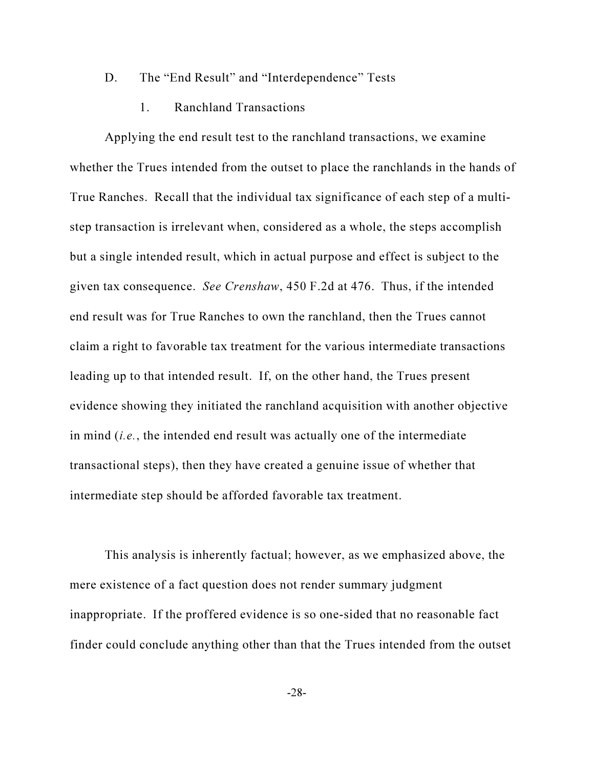### D. The "End Result" and "Interdependence" Tests

#### 1. Ranchland Transactions

Applying the end result test to the ranchland transactions, we examine whether the Trues intended from the outset to place the ranchlands in the hands of True Ranches. Recall that the individual tax significance of each step of a multi-step transaction is irrelevant when, considered as a whole, the steps accomplish but a single intended result, which in actual purpose and effect is subject to the given tax consequence. *See Crenshaw*, 450 F.2d at 476. Thus, if the intended end result was for True Ranches to own the ranchland, then the Trues cannot claim a right to favorable tax treatment for the various intermediate transactions leading up to that intended result. If, on the other hand, the Trues present evidence showing they initiated the ranchland acquisition with another objective in mind (*i.e.*, the intended end result was actually one of the intermediate transactional steps), then they have created a genuine issue of whether that intermediate step should be afforded favorable tax treatment.

This analysis is inherently factual; however, as we emphasized above, the mere existence of a fact question does not render summary judgment inappropriate. If the proffered evidence is so one-sided that no reasonable fact finder could conclude anything other than that the Trues intended from the outset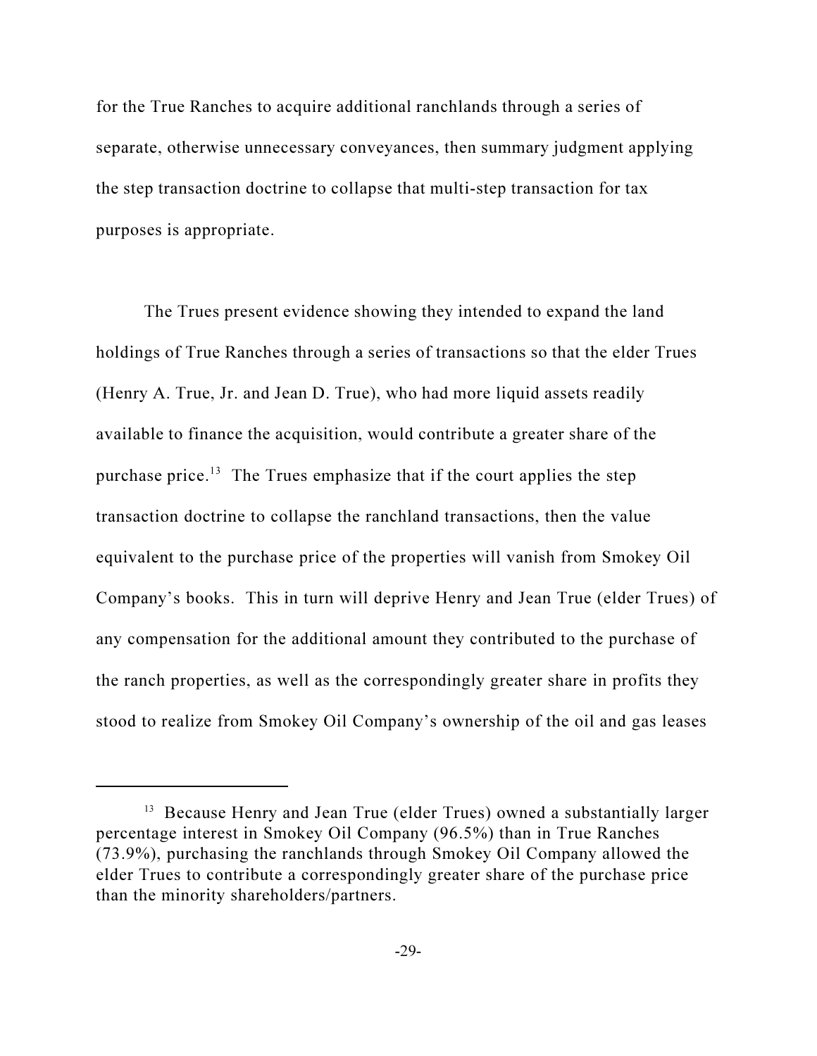for the True Ranches to acquire additional ranchlands through a series of separate, otherwise unnecessary conveyances, then summary judgment applying the step transaction doctrine to collapse that multi-step transaction for tax purposes is appropriate.

The Trues present evidence showing they intended to expand the land holdings of True Ranches through a series of transactions so that the elder Trues (Henry A. True, Jr. and Jean D. True), who had more liquid assets readily available to finance the acquisition, would contribute a greater share of the purchase price.[13] The Trues emphasize that if the court applies the step transaction doctrine to collapse the ranchland transactions, then the value equivalent to the purchase price of the properties will vanish from Smokey Oil Company's books. This in turn will deprive Henry and Jean True (elder Trues) of any compensation for the additional amount they contributed to the purchase of the ranch properties, as well as the correspondingly greater share in profits they stood to realize from Smokey Oil Company's ownership of the oil and gas leases

---

[13] Because Henry and Jean True (elder Trues) owned a substantially larger percentage interest in Smokey Oil Company (96.5%) than in True Ranches (73.9%), purchasing the ranchlands through Smokey Oil Company allowed the elder Trues to contribute a correspondingly greater share of the purchase price than the minority shareholders/partners.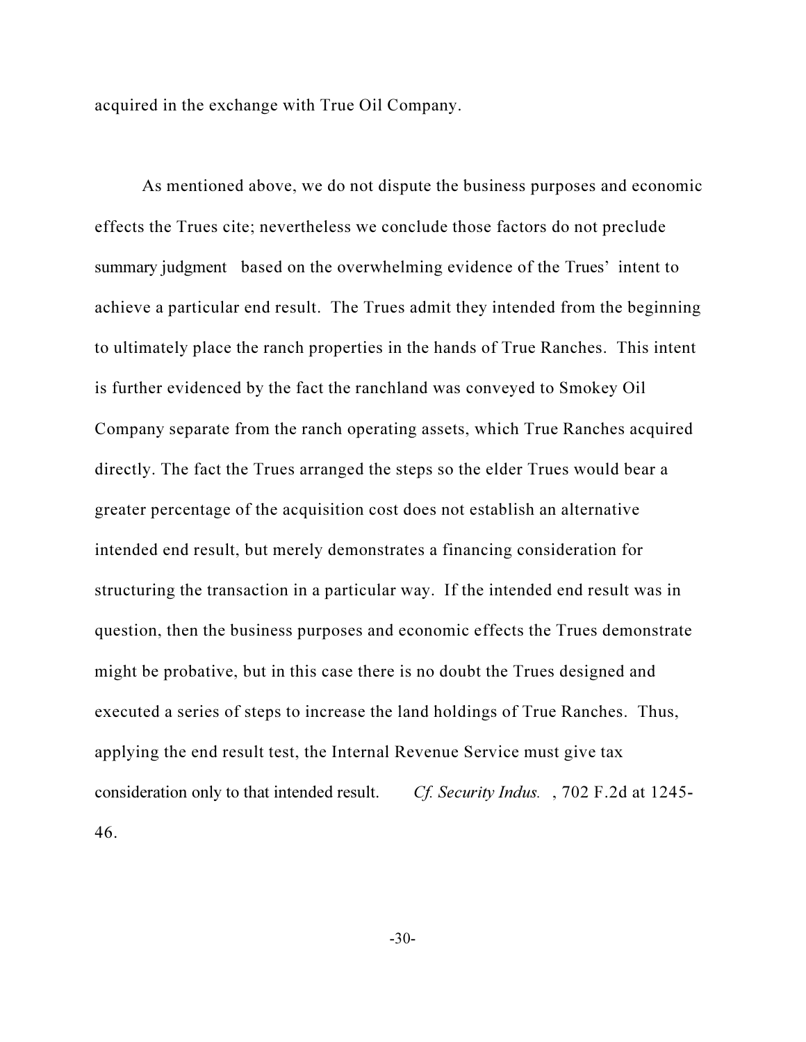acquired in the exchange with True Oil Company.

As mentioned above, we do not dispute the business purposes and economic effects the Trues cite; nevertheless we conclude those factors do not preclude summary judgment based on the overwhelming evidence of the Trues' intent to achieve a particular end result. The Trues admit they intended from the beginning to ultimately place the ranch properties in the hands of True Ranches. This intent is further evidenced by the fact the ranchland was conveyed to Smokey Oil Company separate from the ranch operating assets, which True Ranches acquired directly. The fact the Trues arranged the steps so the elder Trues would bear a greater percentage of the acquisition cost does not establish an alternative intended end result, but merely demonstrates a financing consideration for structuring the transaction in a particular way. If the intended end result was in question, then the business purposes and economic effects the Trues demonstrate might be probative, but in this case there is no doubt the Trues designed and executed a series of steps to increase the land holdings of True Ranches. Thus, applying the end result test, the Internal Revenue Service must give tax consideration only to that intended result. *Cf. Security Indus.*, 702 F.2d at 1245-46.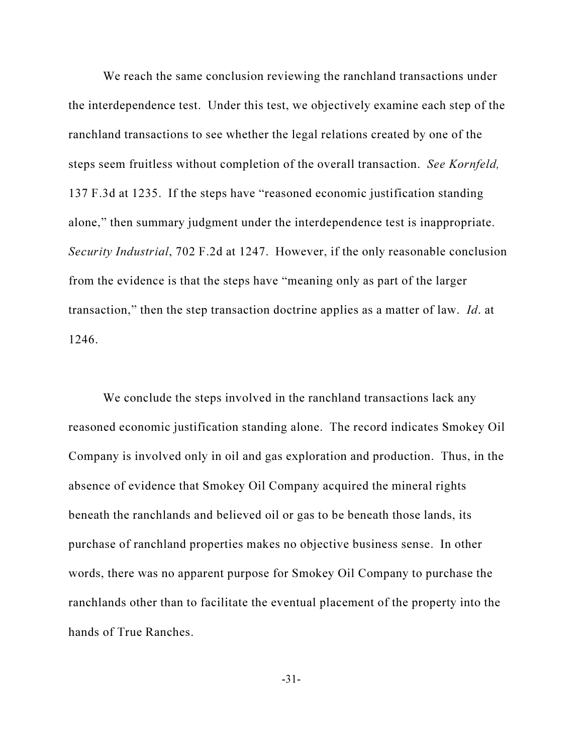We reach the same conclusion reviewing the ranchland transactions under the interdependence test. Under this test, we objectively examine each step of the ranchland transactions to see whether the legal relations created by one of the steps seem fruitless without completion of the overall transaction. *See Kornfeld,* 137 F.3d at 1235. If the steps have "reasoned economic justification standing alone," then summary judgment under the interdependence test is inappropriate. *Security Industrial*, 702 F.2d at 1247. However, if the only reasonable conclusion from the evidence is that the steps have "meaning only as part of the larger transaction," then the step transaction doctrine applies as a matter of law. *Id*. at 1246.

We conclude the steps involved in the ranchland transactions lack any reasoned economic justification standing alone. The record indicates Smokey Oil Company is involved only in oil and gas exploration and production. Thus, in the absence of evidence that Smokey Oil Company acquired the mineral rights beneath the ranchlands and believed oil or gas to be beneath those lands, its purchase of ranchland properties makes no objective business sense. In other words, there was no apparent purpose for Smokey Oil Company to purchase the ranchlands other than to facilitate the eventual placement of the property into the hands of True Ranches.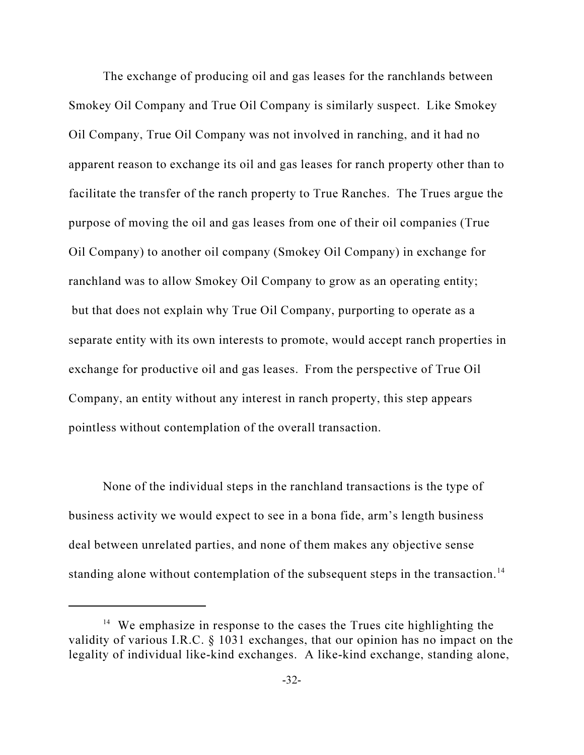The exchange of producing oil and gas leases for the ranchlands between Smokey Oil Company and True Oil Company is similarly suspect. Like Smokey Oil Company, True Oil Company was not involved in ranching, and it had no apparent reason to exchange its oil and gas leases for ranch property other than to facilitate the transfer of the ranch property to True Ranches. The Trues argue the purpose of moving the oil and gas leases from one of their oil companies (True Oil Company) to another oil company (Smokey Oil Company) in exchange for ranchland was to allow Smokey Oil Company to grow as an operating entity; but that does not explain why True Oil Company, purporting to operate as a separate entity with its own interests to promote, would accept ranch properties in exchange for productive oil and gas leases. From the perspective of True Oil Company, an entity without any interest in ranch property, this step appears pointless without contemplation of the overall transaction.

None of the individual steps in the ranchland transactions is the type of business activity we would expect to see in a bona fide, arm's length business deal between unrelated parties, and none of them makes any objective sense standing alone without contemplation of the subsequent steps in the transaction.[14]

[14] We emphasize in response to the cases the Trues cite highlighting the validity of various I.R.C. § 1031 exchanges, that our opinion has no impact on the legality of individual like-kind exchanges. A like-kind exchange, standing alone,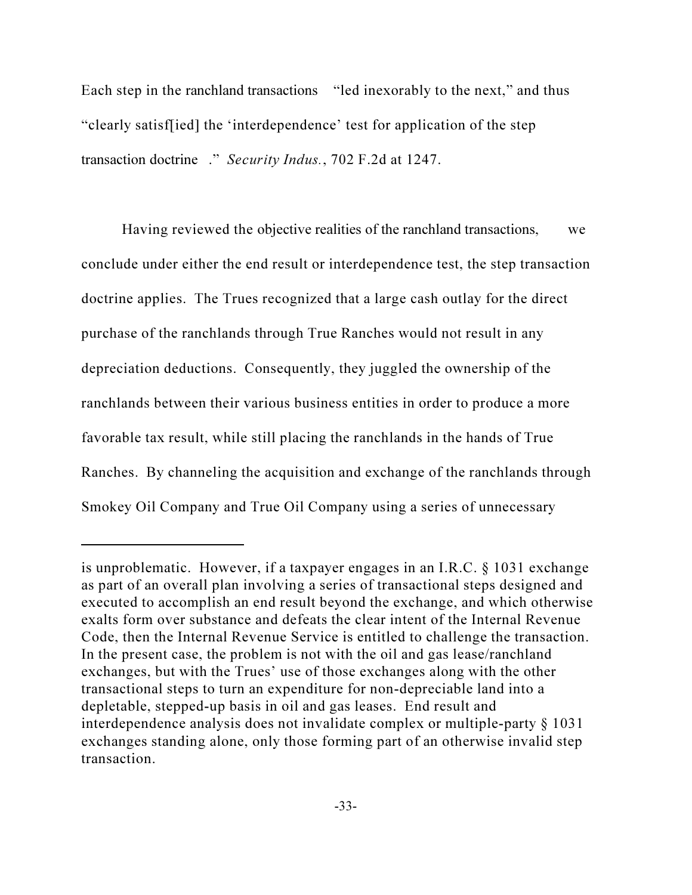Each step in the ranchland transactions "led inexorably to the next," and thus "clearly satisf[ied] the 'interdependence' test for application of the step transaction doctrine." *Security Indus.*, 702 F.2d at 1247.

Having reviewed the objective realities of the ranchland transactions, we conclude under either the end result or interdependence test, the step transaction doctrine applies. The Trues recognized that a large cash outlay for the direct purchase of the ranchlands through True Ranches would not result in any depreciation deductions. Consequently, they juggled the ownership of the ranchlands between their various business entities in order to produce a more favorable tax result, while still placing the ranchlands in the hands of True Ranches. By channeling the acquisition and exchange of the ranchlands through Smokey Oil Company and True Oil Company using a series of unnecessary

---

is unproblematic. However, if a taxpayer engages in an I.R.C. § 1031 exchange as part of an overall plan involving a series of transactional steps designed and executed to accomplish an end result beyond the exchange, and which otherwise exalts form over substance and defeats the clear intent of the Internal Revenue Code, then the Internal Revenue Service is entitled to challenge the transaction. In the present case, the problem is not with the oil and gas lease/ranchland exchanges, but with the Trues' use of those exchanges along with the other transactional steps to turn an expenditure for non-depreciable land into a depletable, stepped-up basis in oil and gas leases. End result and interdependence analysis does not invalidate complex or multiple-party § 1031 exchanges standing alone, only those forming part of an otherwise invalid step transaction.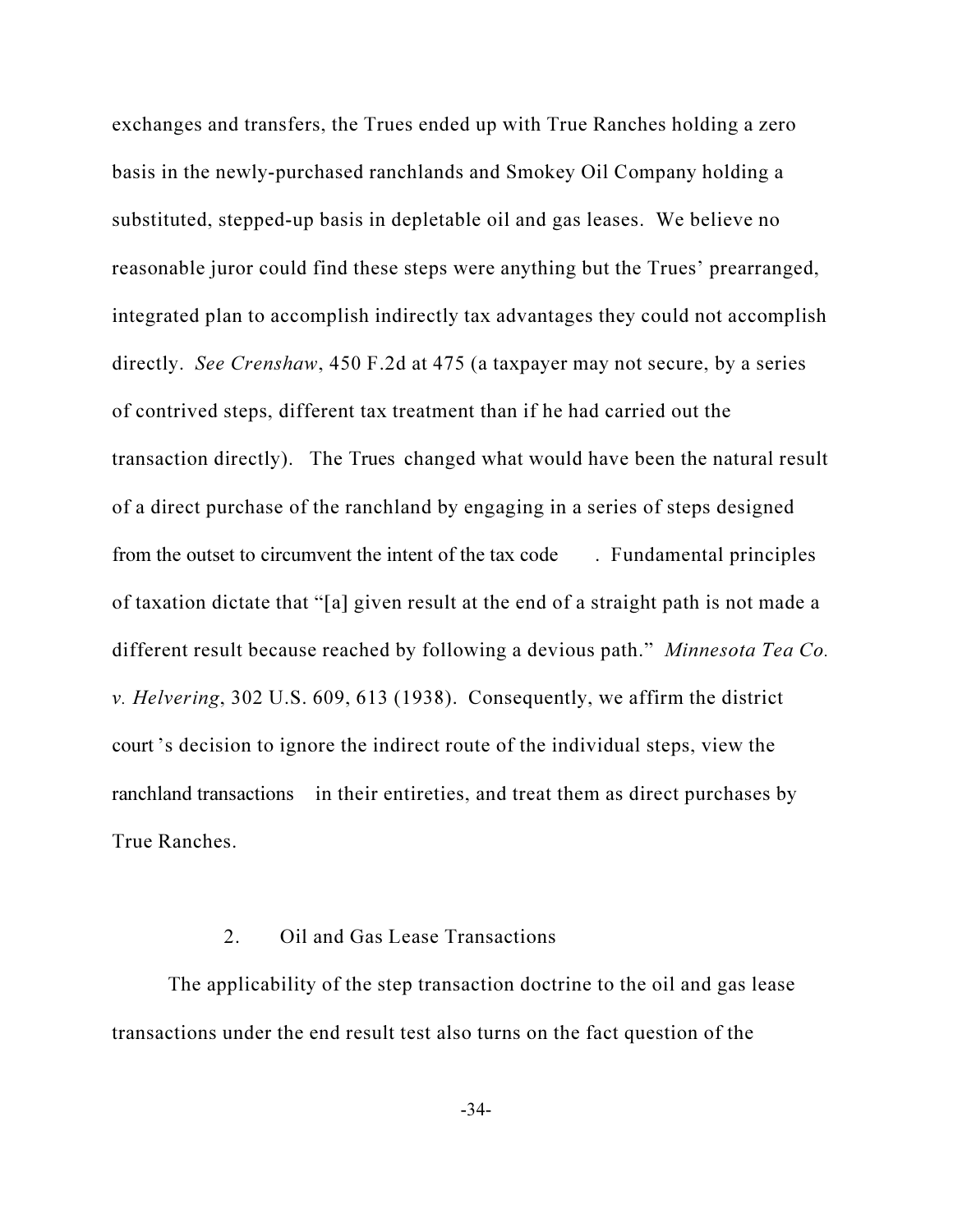exchanges and transfers, the Trues ended up with True Ranches holding a zero basis in the newly-purchased ranchlands and Smokey Oil Company holding a substituted, stepped-up basis in depletable oil and gas leases. We believe no reasonable juror could find these steps were anything but the Trues' prearranged, integrated plan to accomplish indirectly tax advantages they could not accomplish directly. *See Crenshaw*, 450 F.2d at 475 (a taxpayer may not secure, by a series of contrived steps, different tax treatment than if he had carried out the transaction directly). The Trues changed what would have been the natural result of a direct purchase of the ranchland by engaging in a series of steps designed from the outset to circumvent the intent of the tax code. Fundamental principles of taxation dictate that "[a] given result at the end of a straight path is not made a different result because reached by following a devious path." *Minnesota Tea Co. v. Helvering*, 302 U.S. 609, 613 (1938). Consequently, we affirm the district court's decision to ignore the indirect route of the individual steps, view the ranchland transactions in their entireties, and treat them as direct purchases by True Ranches.

## 2. Oil and Gas Lease Transactions

The applicability of the step transaction doctrine to the oil and gas lease transactions under the end result test also turns on the fact question of the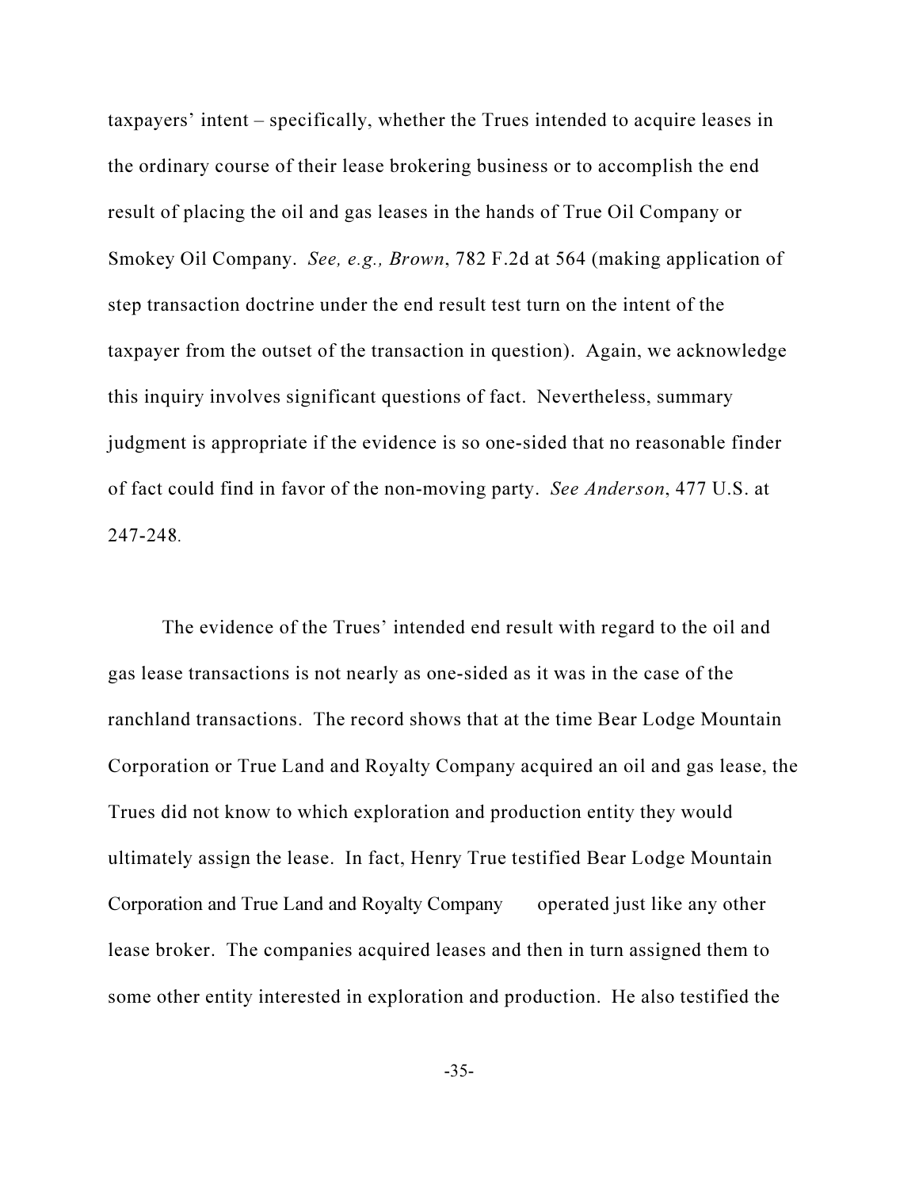taxpayers' intent – specifically, whether the Trues intended to acquire leases in the ordinary course of their lease brokering business or to accomplish the end result of placing the oil and gas leases in the hands of True Oil Company or Smokey Oil Company. *See, e.g., Brown*, 782 F.2d at 564 (making application of step transaction doctrine under the end result test turn on the intent of the taxpayer from the outset of the transaction in question). Again, we acknowledge this inquiry involves significant questions of fact. Nevertheless, summary judgment is appropriate if the evidence is so one-sided that no reasonable finder of fact could find in favor of the non-moving party. *See Anderson*, 477 U.S. at 247-248.

The evidence of the Trues' intended end result with regard to the oil and gas lease transactions is not nearly as one-sided as it was in the case of the ranchland transactions. The record shows that at the time Bear Lodge Mountain Corporation or True Land and Royalty Company acquired an oil and gas lease, the Trues did not know to which exploration and production entity they would ultimately assign the lease. In fact, Henry True testified Bear Lodge Mountain Corporation and True Land and Royalty Company operated just like any other lease broker. The companies acquired leases and then in turn assigned them to some other entity interested in exploration and production. He also testified the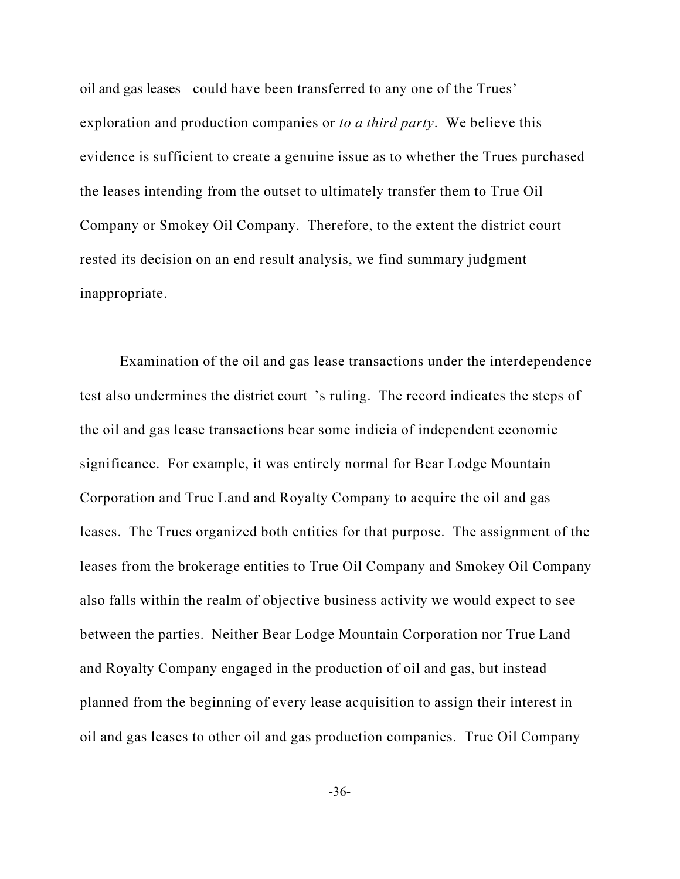oil and gas leases could have been transferred to any one of the Trues' exploration and production companies or *to a third party*. We believe this evidence is sufficient to create a genuine issue as to whether the Trues purchased the leases intending from the outset to ultimately transfer them to True Oil Company or Smokey Oil Company. Therefore, to the extent the district court rested its decision on an end result analysis, we find summary judgment inappropriate.

Examination of the oil and gas lease transactions under the interdependence test also undermines the district court's ruling. The record indicates the steps of the oil and gas lease transactions bear some indicia of independent economic significance. For example, it was entirely normal for Bear Lodge Mountain Corporation and True Land and Royalty Company to acquire the oil and gas leases. The Trues organized both entities for that purpose. The assignment of the leases from the brokerage entities to True Oil Company and Smokey Oil Company also falls within the realm of objective business activity we would expect to see between the parties. Neither Bear Lodge Mountain Corporation nor True Land and Royalty Company engaged in the production of oil and gas, but instead planned from the beginning of every lease acquisition to assign their interest in oil and gas leases to other oil and gas production companies. True Oil Company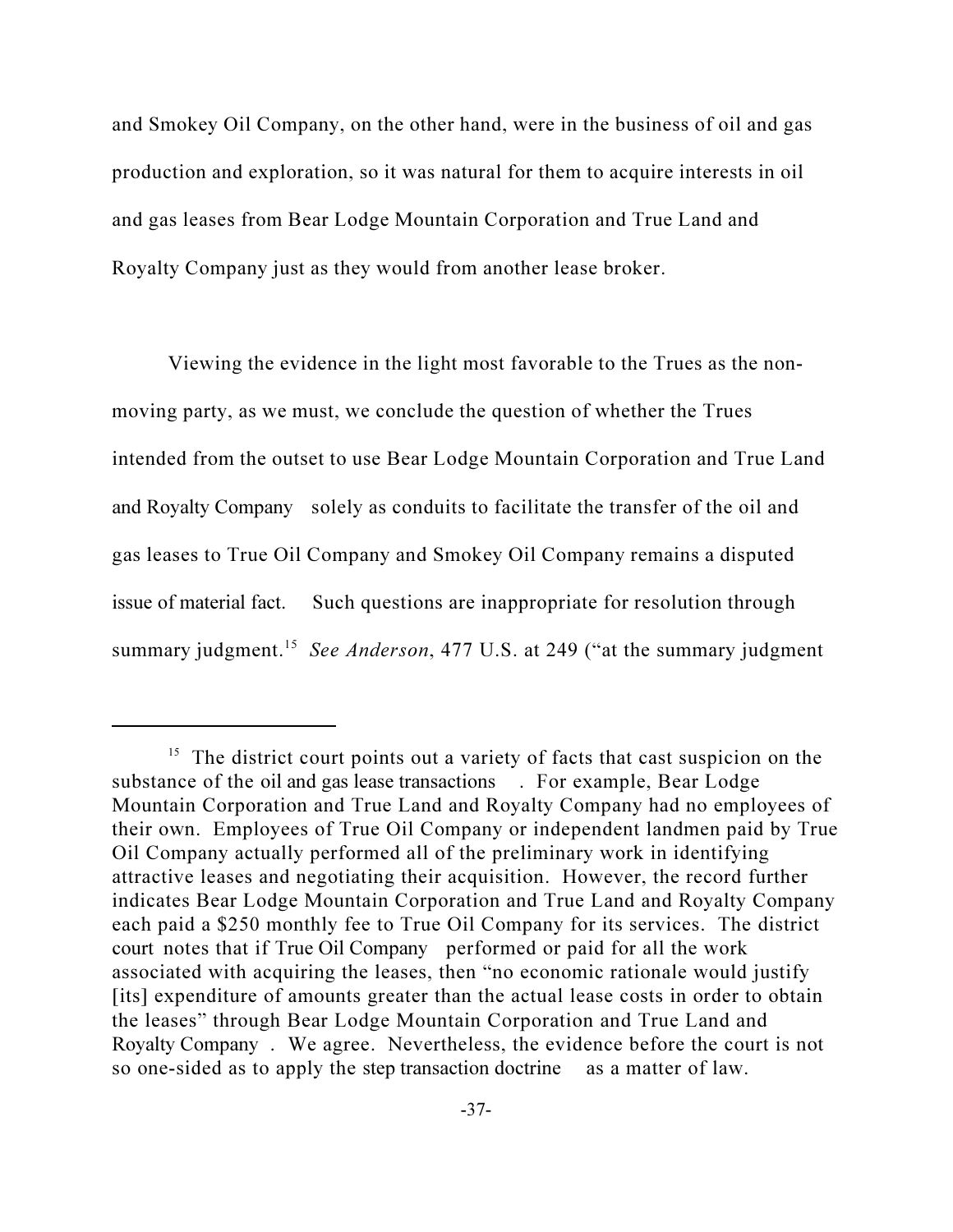and Smokey Oil Company, on the other hand, were in the business of oil and gas production and exploration, so it was natural for them to acquire interests in oil and gas leases from Bear Lodge Mountain Corporation and True Land and Royalty Company just as they would from another lease broker.

Viewing the evidence in the light most favorable to the Trues as the non-moving party, as we must, we conclude the question of whether the Trues intended from the outset to use Bear Lodge Mountain Corporation and True Land and Royalty Company solely as conduits to facilitate the transfer of the oil and gas leases to True Oil Company and Smokey Oil Company remains a disputed issue of material fact. Such questions are inappropriate for resolution through summary judgment.[15] *See Anderson*, 477 U.S. at 249 ("at the summary judgment

[15] The district court points out a variety of facts that cast suspicion on the substance of the oil and gas lease transactions. For example, Bear Lodge Mountain Corporation and True Land and Royalty Company had no employees of their own. Employees of True Oil Company or independent landmen paid by True Oil Company actually performed all of the preliminary work in identifying attractive leases and negotiating their acquisition. However, the record further indicates Bear Lodge Mountain Corporation and True Land and Royalty Company each paid a $250 monthly fee to True Oil Company for its services. The district court notes that if True Oil Company performed or paid for all the work associated with acquiring the leases, then "no economic rationale would justify [its] expenditure of amounts greater than the actual lease costs in order to obtain the leases" through Bear Lodge Mountain Corporation and True Land and Royalty Company. We agree. Nevertheless, the evidence before the court is not so one-sided as to apply the step transaction doctrine as a matter of law.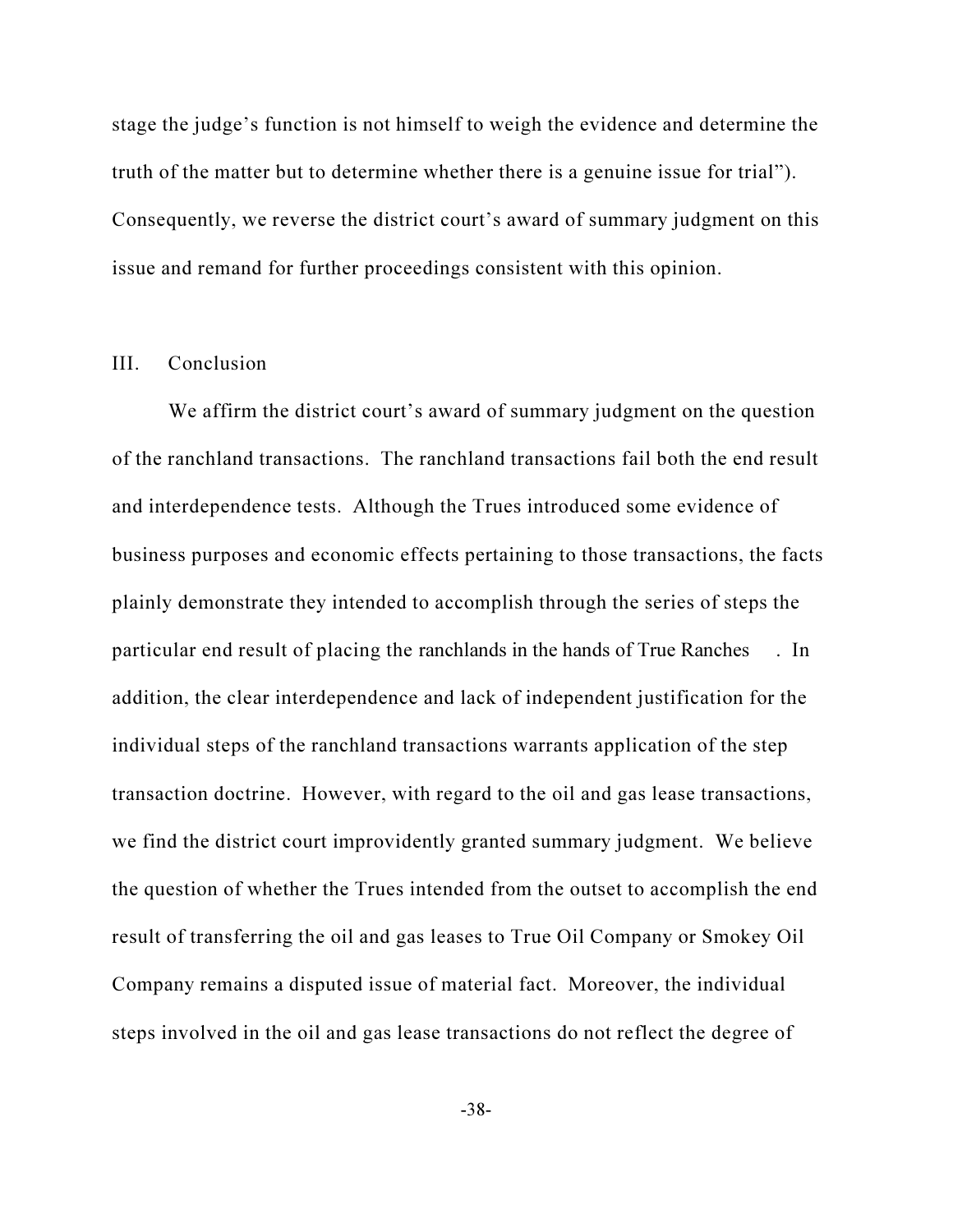stage the judge's function is not himself to weigh the evidence and determine the truth of the matter but to determine whether there is a genuine issue for trial"). Consequently, we reverse the district court's award of summary judgment on this issue and remand for further proceedings consistent with this opinion.

## III. Conclusion

We affirm the district court's award of summary judgment on the question of the ranchland transactions. The ranchland transactions fail both the end result and interdependence tests. Although the Trues introduced some evidence of business purposes and economic effects pertaining to those transactions, the facts plainly demonstrate they intended to accomplish through the series of steps the particular end result of placing the ranchlands in the hands of True Ranches. In addition, the clear interdependence and lack of independent justification for the individual steps of the ranchland transactions warrants application of the step transaction doctrine. However, with regard to the oil and gas lease transactions, we find the district court improvidently granted summary judgment. We believe the question of whether the Trues intended from the outset to accomplish the end result of transferring the oil and gas leases to True Oil Company or Smokey Oil Company remains a disputed issue of material fact. Moreover, the individual steps involved in the oil and gas lease transactions do not reflect the degree of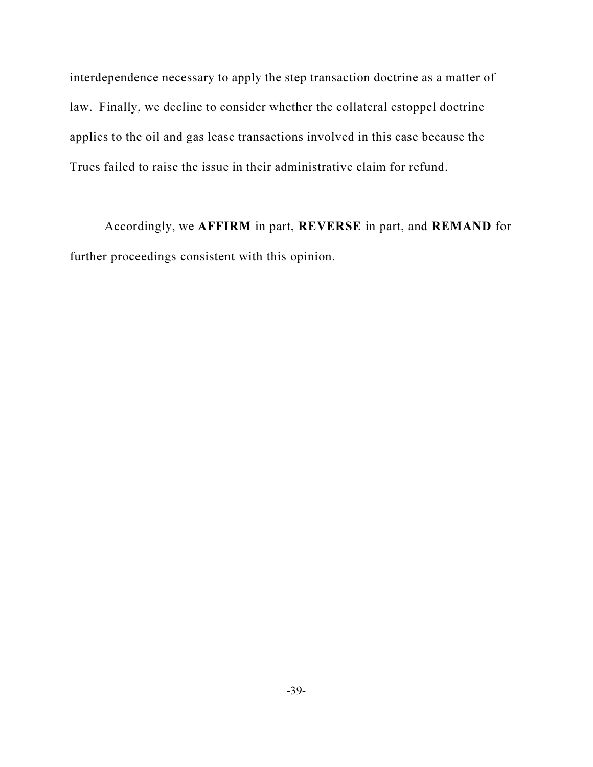interdependence necessary to apply the step transaction doctrine as a matter of law. Finally, we decline to consider whether the collateral estoppel doctrine applies to the oil and gas lease transactions involved in this case because the Trues failed to raise the issue in their administrative claim for refund.

Accordingly, we **AFFIRM** in part, **REVERSE** in part, and **REMAND** for further proceedings consistent with this opinion.